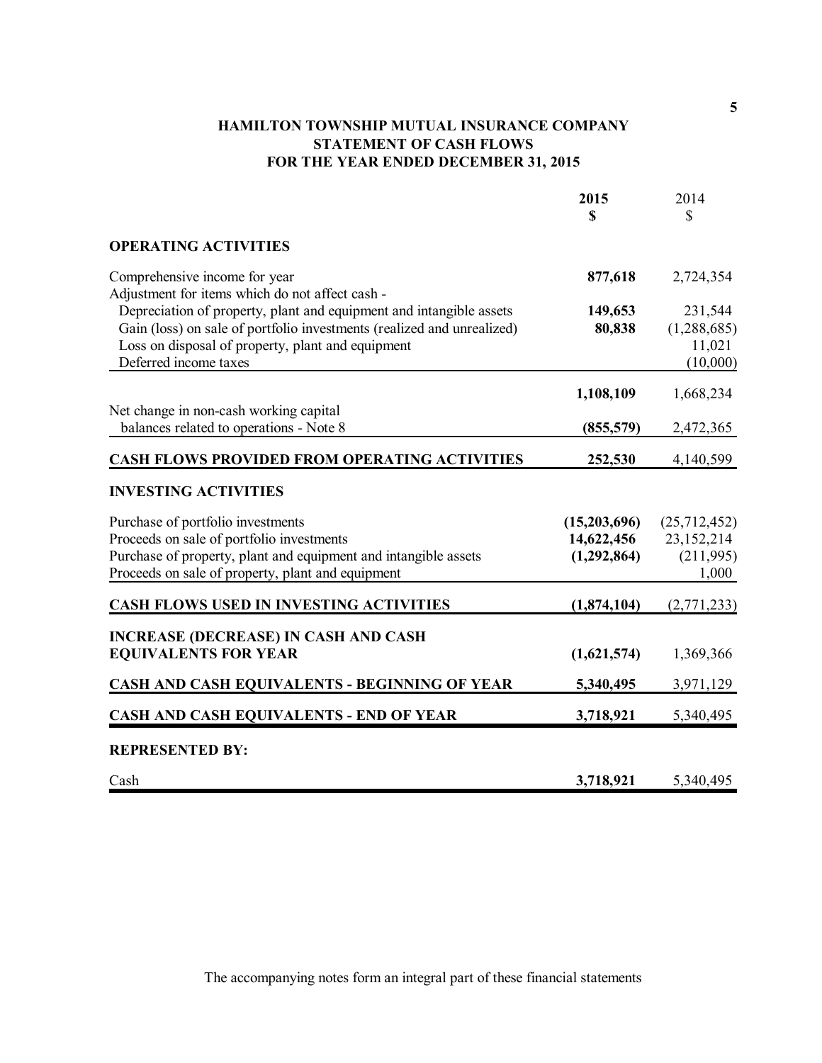# HAMILTON TOWNSHIP MUTUAL INSURANCE COMPANY
## STATEMENT OF CASH FLOWS
### FOR THE YEAR ENDED DECEMBER 31, 2015

| | **2015** **$** | 2014 $ |
|---|---|---|
| **OPERATING ACTIVITIES** | | |
| Comprehensive income for year | **877,618** | 2,724,354 |
| Adjustment for items which do not affect cash - | | |
| Depreciation of property, plant and equipment and intangible assets | **149,653** | 231,544 |
| Gain (loss) on sale of portfolio investments (realized and unrealized) | **80,838** | (1,288,685) |
| Loss on disposal of property, plant and equipment | | 11,021 |
| Deferred income taxes | | (10,000) |
| | **1,108,109** | 1,668,234 |
| Net change in non-cash working capital balances related to operations - Note 8 | **(855,579)** | 2,472,365 |
| **CASH FLOWS PROVIDED FROM OPERATING ACTIVITIES** | **252,530** | 4,140,599 |
| **INVESTING ACTIVITIES** | | |
| Purchase of portfolio investments | **(15,203,696)** | (25,712,452) |
| Proceeds on sale of portfolio investments | **14,622,456** | 23,152,214 |
| Purchase of property, plant and equipment and intangible assets | **(1,292,864)** | (211,995) |
| Proceeds on sale of property, plant and equipment | | 1,000 |
| **CASH FLOWS USED IN INVESTING ACTIVITIES** | **(1,874,104)** | (2,771,233) |
| **INCREASE (DECREASE) IN CASH AND CASH EQUIVALENTS FOR YEAR** | **(1,621,574)** | 1,369,366 |
| **CASH AND CASH EQUIVALENTS - BEGINNING OF YEAR** | **5,340,495** | 3,971,129 |
| **CASH AND CASH EQUIVALENTS - END OF YEAR** | **3,718,921** | 5,340,495 |
| **REPRESENTED BY:** | | |
| Cash | **3,718,921** | 5,340,495 |

The accompanying notes form an integral part of these financial statements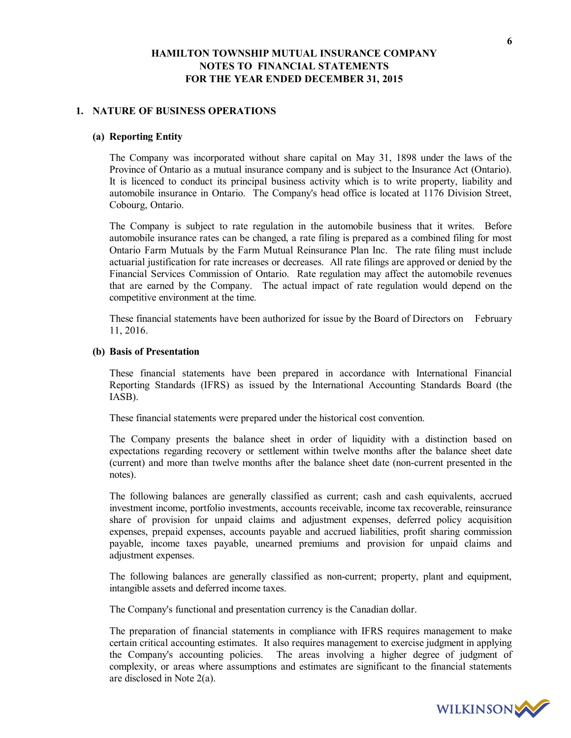# HAMILTON TOWNSHIP MUTUAL INSURANCE COMPANY
# NOTES TO FINANCIAL STATEMENTS
# FOR THE YEAR ENDED DECEMBER 31, 2015

## 1. NATURE OF BUSINESS OPERATIONS

### (a) Reporting Entity

The Company was incorporated without share capital on May 31, 1898 under the laws of the Province of Ontario as a mutual insurance company and is subject to the Insurance Act (Ontario). It is licenced to conduct its principal business activity which is to write property, liability and automobile insurance in Ontario. The Company's head office is located at 1176 Division Street, Cobourg, Ontario.

The Company is subject to rate regulation in the automobile business that it writes. Before automobile insurance rates can be changed, a rate filing is prepared as a combined filing for most Ontario Farm Mutuals by the Farm Mutual Reinsurance Plan Inc. The rate filing must include actuarial justification for rate increases or decreases. All rate filings are approved or denied by the Financial Services Commission of Ontario. Rate regulation may affect the automobile revenues that are earned by the Company. The actual impact of rate regulation would depend on the competitive environment at the time.

These financial statements have been authorized for issue by the Board of Directors on February 11, 2016.

### (b) Basis of Presentation

These financial statements have been prepared in accordance with International Financial Reporting Standards (IFRS) as issued by the International Accounting Standards Board (the IASB).

These financial statements were prepared under the historical cost convention.

The Company presents the balance sheet in order of liquidity with a distinction based on expectations regarding recovery or settlement within twelve months after the balance sheet date (current) and more than twelve months after the balance sheet date (non-current presented in the notes).

The following balances are generally classified as current; cash and cash equivalents, accrued investment income, portfolio investments, accounts receivable, income tax recoverable, reinsurance share of provision for unpaid claims and adjustment expenses, deferred policy acquisition expenses, prepaid expenses, accounts payable and accrued liabilities, profit sharing commission payable, income taxes payable, unearned premiums and provision for unpaid claims and adjustment expenses.

The following balances are generally classified as non-current; property, plant and equipment, intangible assets and deferred income taxes.

The Company's functional and presentation currency is the Canadian dollar.

The preparation of financial statements in compliance with IFRS requires management to make certain critical accounting estimates. It also requires management to exercise judgment in applying the Company's accounting policies. The areas involving a higher degree of judgment of complexity, or areas where assumptions and estimates are significant to the financial statements are disclosed in Note 2(a).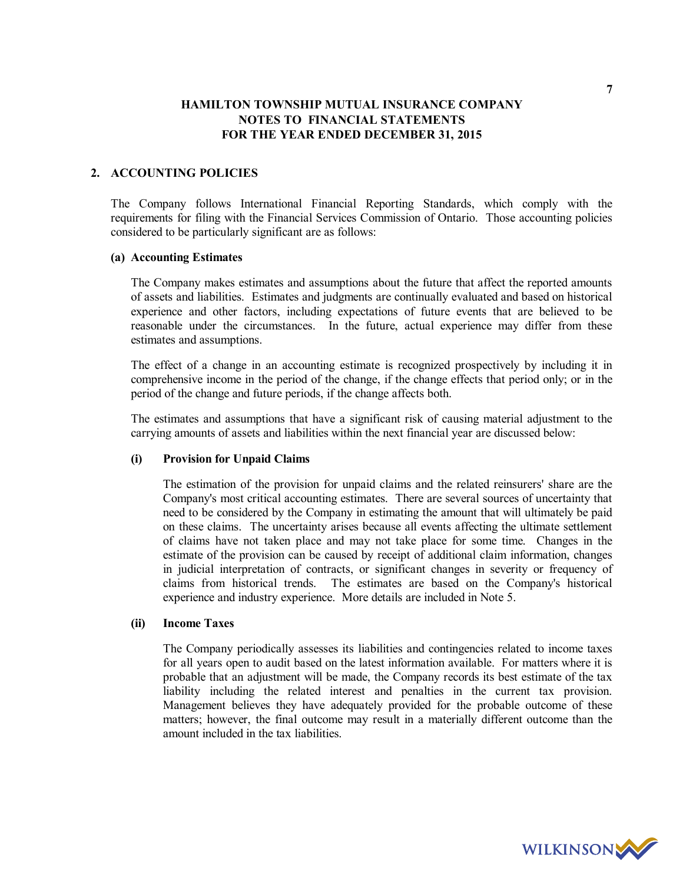# HAMILTON TOWNSHIP MUTUAL INSURANCE COMPANY
# NOTES TO FINANCIAL STATEMENTS
# FOR THE YEAR ENDED DECEMBER 31, 2015

## 2. ACCOUNTING POLICIES

The Company follows International Financial Reporting Standards, which comply with the requirements for filing with the Financial Services Commission of Ontario. Those accounting policies considered to be particularly significant are as follows:

### (a) Accounting Estimates

The Company makes estimates and assumptions about the future that affect the reported amounts of assets and liabilities. Estimates and judgments are continually evaluated and based on historical experience and other factors, including expectations of future events that are believed to be reasonable under the circumstances. In the future, actual experience may differ from these estimates and assumptions.

The effect of a change in an accounting estimate is recognized prospectively by including it in comprehensive income in the period of the change, if the change effects that period only; or in the period of the change and future periods, if the change affects both.

The estimates and assumptions that have a significant risk of causing material adjustment to the carrying amounts of assets and liabilities within the next financial year are discussed below:

#### (i) Provision for Unpaid Claims

The estimation of the provision for unpaid claims and the related reinsurers' share are the Company's most critical accounting estimates. There are several sources of uncertainty that need to be considered by the Company in estimating the amount that will ultimately be paid on these claims. The uncertainty arises because all events affecting the ultimate settlement of claims have not taken place and may not take place for some time. Changes in the estimate of the provision can be caused by receipt of additional claim information, changes in judicial interpretation of contracts, or significant changes in severity or frequency of claims from historical trends. The estimates are based on the Company's historical experience and industry experience. More details are included in Note 5.

#### (ii) Income Taxes

The Company periodically assesses its liabilities and contingencies related to income taxes for all years open to audit based on the latest information available. For matters where it is probable that an adjustment will be made, the Company records its best estimate of the tax liability including the related interest and penalties in the current tax provision. Management believes they have adequately provided for the probable outcome of these matters; however, the final outcome may result in a materially different outcome than the amount included in the tax liabilities.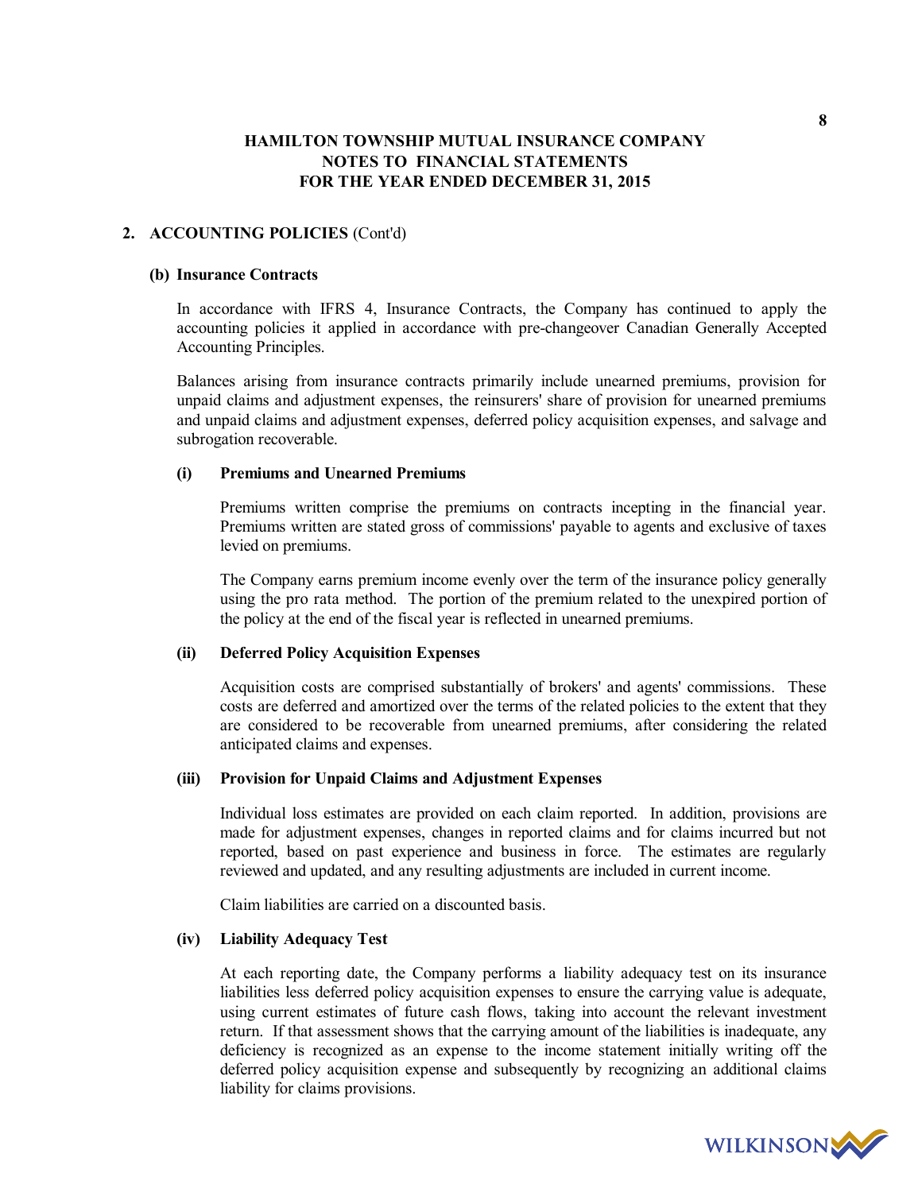# HAMILTON TOWNSHIP MUTUAL INSURANCE COMPANY
## NOTES TO FINANCIAL STATEMENTS
## FOR THE YEAR ENDED DECEMBER 31, 2015

## 2. ACCOUNTING POLICIES (Cont'd)

### (b) Insurance Contracts

In accordance with IFRS 4, Insurance Contracts, the Company has continued to apply the accounting policies it applied in accordance with pre-changeover Canadian Generally Accepted Accounting Principles.

Balances arising from insurance contracts primarily include unearned premiums, provision for unpaid claims and adjustment expenses, the reinsurers' share of provision for unearned premiums and unpaid claims and adjustment expenses, deferred policy acquisition expenses, and salvage and subrogation recoverable.

#### (i) Premiums and Unearned Premiums

Premiums written comprise the premiums on contracts incepting in the financial year. Premiums written are stated gross of commissions' payable to agents and exclusive of taxes levied on premiums.

The Company earns premium income evenly over the term of the insurance policy generally using the pro rata method. The portion of the premium related to the unexpired portion of the policy at the end of the fiscal year is reflected in unearned premiums.

#### (ii) Deferred Policy Acquisition Expenses

Acquisition costs are comprised substantially of brokers' and agents' commissions. These costs are deferred and amortized over the terms of the related policies to the extent that they are considered to be recoverable from unearned premiums, after considering the related anticipated claims and expenses.

#### (iii) Provision for Unpaid Claims and Adjustment Expenses

Individual loss estimates are provided on each claim reported. In addition, provisions are made for adjustment expenses, changes in reported claims and for claims incurred but not reported, based on past experience and business in force. The estimates are regularly reviewed and updated, and any resulting adjustments are included in current income.

Claim liabilities are carried on a discounted basis.

#### (iv) Liability Adequacy Test

At each reporting date, the Company performs a liability adequacy test on its insurance liabilities less deferred policy acquisition expenses to ensure the carrying value is adequate, using current estimates of future cash flows, taking into account the relevant investment return. If that assessment shows that the carrying amount of the liabilities is inadequate, any deficiency is recognized as an expense to the income statement initially writing off the deferred policy acquisition expense and subsequently by recognizing an additional claims liability for claims provisions.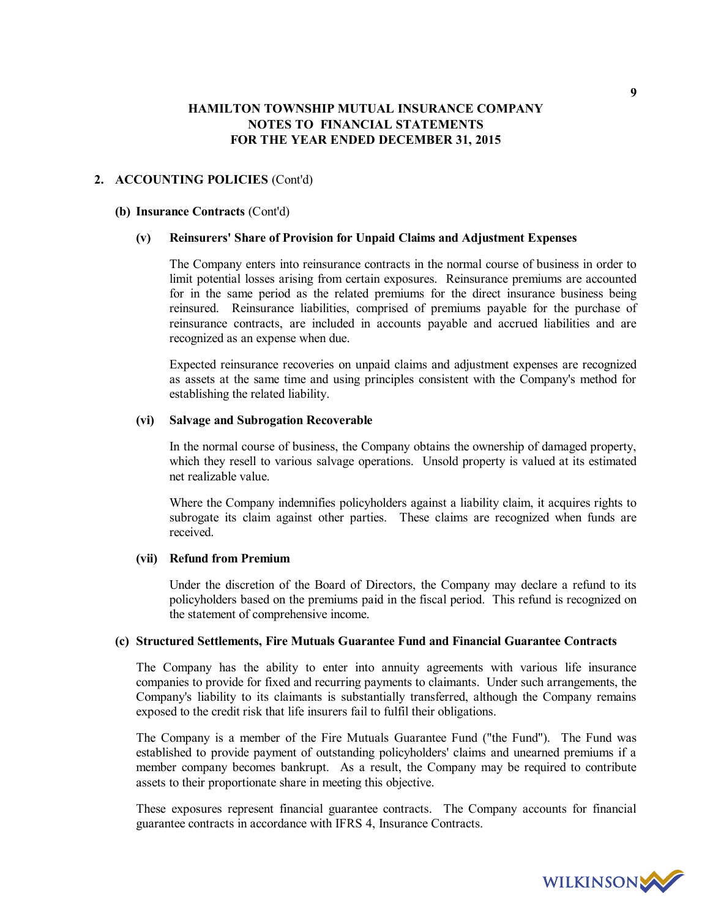# HAMILTON TOWNSHIP MUTUAL INSURANCE COMPANY
## NOTES TO FINANCIAL STATEMENTS
## FOR THE YEAR ENDED DECEMBER 31, 2015

## 2. ACCOUNTING POLICIES (Cont'd)

### (b) Insurance Contracts (Cont'd)

#### (v) Reinsurers' Share of Provision for Unpaid Claims and Adjustment Expenses

The Company enters into reinsurance contracts in the normal course of business in order to limit potential losses arising from certain exposures. Reinsurance premiums are accounted for in the same period as the related premiums for the direct insurance business being reinsured. Reinsurance liabilities, comprised of premiums payable for the purchase of reinsurance contracts, are included in accounts payable and accrued liabilities and are recognized as an expense when due.

Expected reinsurance recoveries on unpaid claims and adjustment expenses are recognized as assets at the same time and using principles consistent with the Company's method for establishing the related liability.

#### (vi) Salvage and Subrogation Recoverable

In the normal course of business, the Company obtains the ownership of damaged property, which they resell to various salvage operations. Unsold property is valued at its estimated net realizable value.

Where the Company indemnifies policyholders against a liability claim, it acquires rights to subrogate its claim against other parties. These claims are recognized when funds are received.

#### (vii) Refund from Premium

Under the discretion of the Board of Directors, the Company may declare a refund to its policyholders based on the premiums paid in the fiscal period. This refund is recognized on the statement of comprehensive income.

### (c) Structured Settlements, Fire Mutuals Guarantee Fund and Financial Guarantee Contracts

The Company has the ability to enter into annuity agreements with various life insurance companies to provide for fixed and recurring payments to claimants. Under such arrangements, the Company's liability to its claimants is substantially transferred, although the Company remains exposed to the credit risk that life insurers fail to fulfil their obligations.

The Company is a member of the Fire Mutuals Guarantee Fund ("the Fund"). The Fund was established to provide payment of outstanding policyholders' claims and unearned premiums if a member company becomes bankrupt. As a result, the Company may be required to contribute assets to their proportionate share in meeting this objective.

These exposures represent financial guarantee contracts. The Company accounts for financial guarantee contracts in accordance with IFRS 4, Insurance Contracts.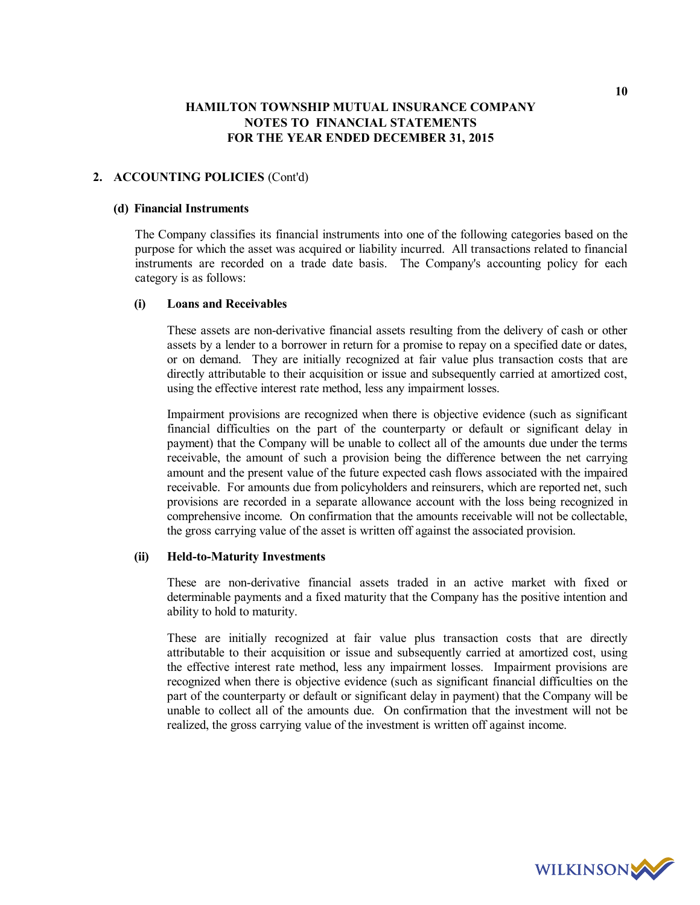**HAMILTON TOWNSHIP MUTUAL INSURANCE COMPANY**
**NOTES TO FINANCIAL STATEMENTS**
**FOR THE YEAR ENDED DECEMBER 31, 2015**

## 2. ACCOUNTING POLICIES (Cont'd)

### (d) Financial Instruments

The Company classifies its financial instruments into one of the following categories based on the purpose for which the asset was acquired or liability incurred. All transactions related to financial instruments are recorded on a trade date basis. The Company's accounting policy for each category is as follows:

#### (i) Loans and Receivables

These assets are non-derivative financial assets resulting from the delivery of cash or other assets by a lender to a borrower in return for a promise to repay on a specified date or dates, or on demand. They are initially recognized at fair value plus transaction costs that are directly attributable to their acquisition or issue and subsequently carried at amortized cost, using the effective interest rate method, less any impairment losses.

Impairment provisions are recognized when there is objective evidence (such as significant financial difficulties on the part of the counterparty or default or significant delay in payment) that the Company will be unable to collect all of the amounts due under the terms receivable, the amount of such a provision being the difference between the net carrying amount and the present value of the future expected cash flows associated with the impaired receivable. For amounts due from policyholders and reinsurers, which are reported net, such provisions are recorded in a separate allowance account with the loss being recognized in comprehensive income. On confirmation that the amounts receivable will not be collectable, the gross carrying value of the asset is written off against the associated provision.

#### (ii) Held-to-Maturity Investments

These are non-derivative financial assets traded in an active market with fixed or determinable payments and a fixed maturity that the Company has the positive intention and ability to hold to maturity.

These are initially recognized at fair value plus transaction costs that are directly attributable to their acquisition or issue and subsequently carried at amortized cost, using the effective interest rate method, less any impairment losses. Impairment provisions are recognized when there is objective evidence (such as significant financial difficulties on the part of the counterparty or default or significant delay in payment) that the Company will be unable to collect all of the amounts due. On confirmation that the investment will not be realized, the gross carrying value of the investment is written off against income.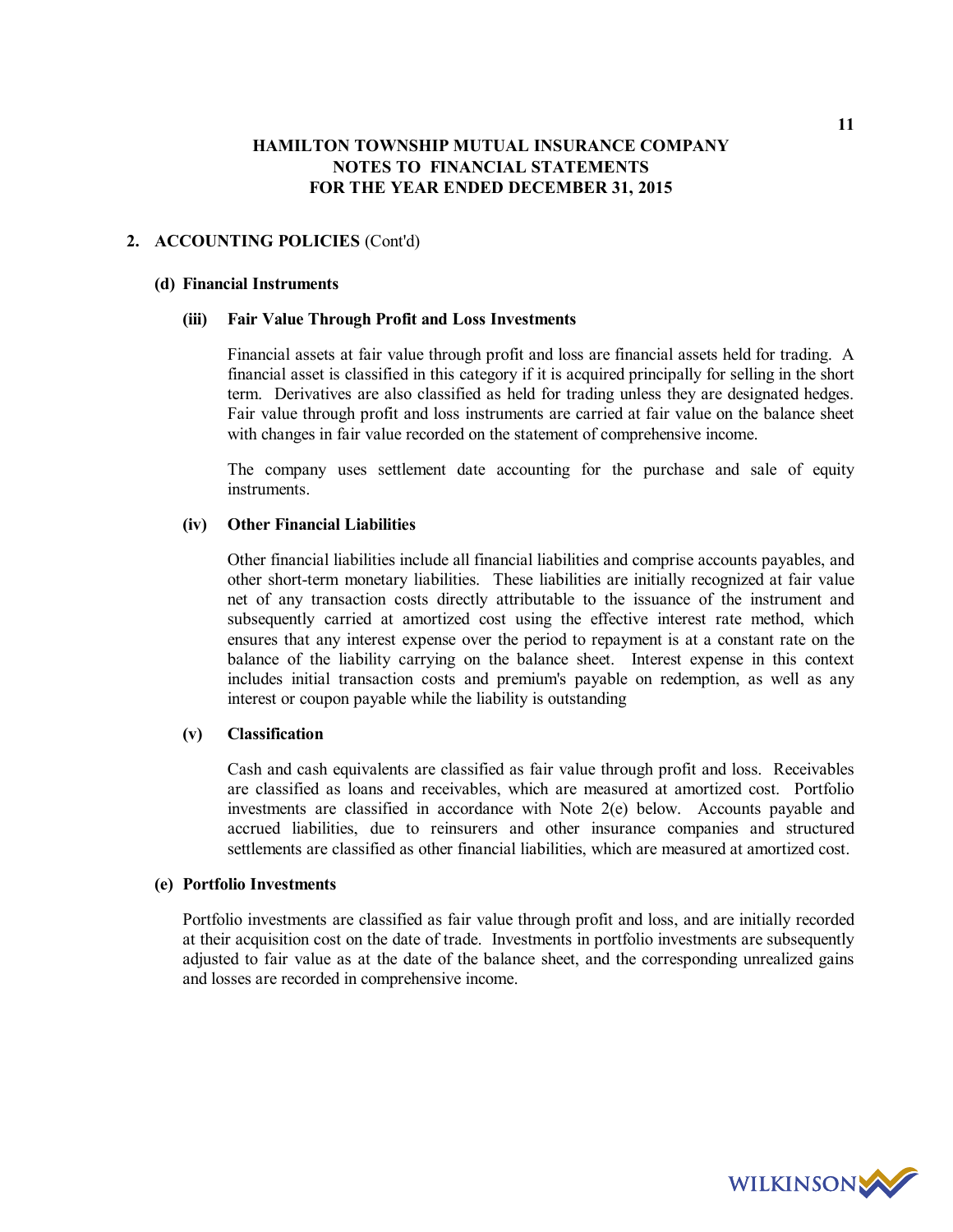## 2. ACCOUNTING POLICIES (Cont'd)

### (d) Financial Instruments

#### (iii) Fair Value Through Profit and Loss Investments

Financial assets at fair value through profit and loss are financial assets held for trading. A financial asset is classified in this category if it is acquired principally for selling in the short term. Derivatives are also classified as held for trading unless they are designated hedges. Fair value through profit and loss instruments are carried at fair value on the balance sheet with changes in fair value recorded on the statement of comprehensive income.

The company uses settlement date accounting for the purchase and sale of equity instruments.

#### (iv) Other Financial Liabilities

Other financial liabilities include all financial liabilities and comprise accounts payables, and other short-term monetary liabilities. These liabilities are initially recognized at fair value net of any transaction costs directly attributable to the issuance of the instrument and subsequently carried at amortized cost using the effective interest rate method, which ensures that any interest expense over the period to repayment is at a constant rate on the balance of the liability carrying on the balance sheet. Interest expense in this context includes initial transaction costs and premium's payable on redemption, as well as any interest or coupon payable while the liability is outstanding

#### (v) Classification

Cash and cash equivalents are classified as fair value through profit and loss. Receivables are classified as loans and receivables, which are measured at amortized cost. Portfolio investments are classified in accordance with Note 2(e) below. Accounts payable and accrued liabilities, due to reinsurers and other insurance companies and structured settlements are classified as other financial liabilities, which are measured at amortized cost.

### (e) Portfolio Investments

Portfolio investments are classified as fair value through profit and loss, and are initially recorded at their acquisition cost on the date of trade. Investments in portfolio investments are subsequently adjusted to fair value as at the date of the balance sheet, and the corresponding unrealized gains and losses are recorded in comprehensive income.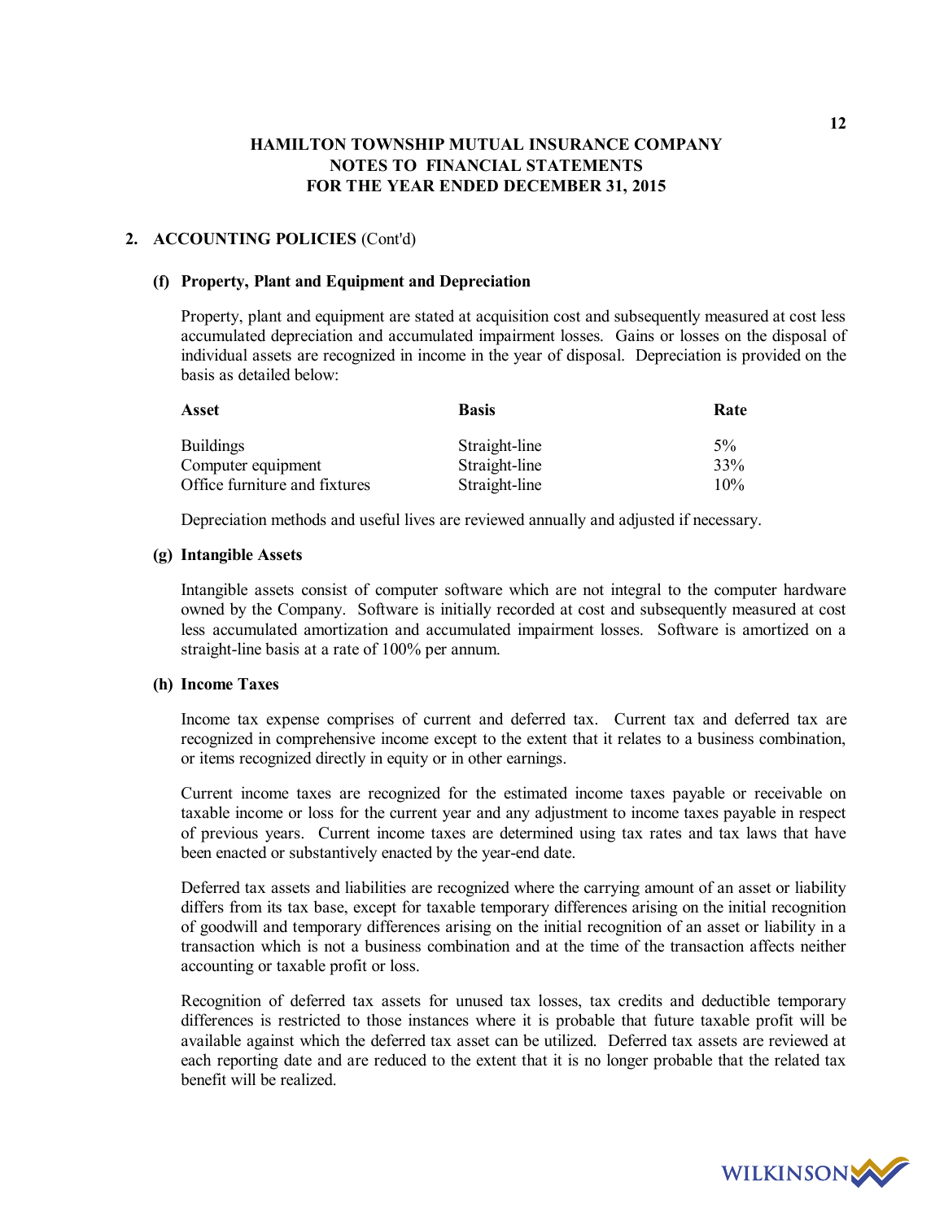## HAMILTON TOWNSHIP MUTUAL INSURANCE COMPANY
## NOTES TO FINANCIAL STATEMENTS
## FOR THE YEAR ENDED DECEMBER 31, 2015

### 2. ACCOUNTING POLICIES (Cont'd)

#### (f) Property, Plant and Equipment and Depreciation

Property, plant and equipment are stated at acquisition cost and subsequently measured at cost less accumulated depreciation and accumulated impairment losses. Gains or losses on the disposal of individual assets are recognized in income in the year of disposal. Depreciation is provided on the basis as detailed below:

| Asset | Basis | Rate |
|---|---|---|
| Buildings | Straight-line | 5% |
| Computer equipment | Straight-line | 33% |
| Office furniture and fixtures | Straight-line | 10% |

Depreciation methods and useful lives are reviewed annually and adjusted if necessary.

#### (g) Intangible Assets

Intangible assets consist of computer software which are not integral to the computer hardware owned by the Company. Software is initially recorded at cost and subsequently measured at cost less accumulated amortization and accumulated impairment losses. Software is amortized on a straight-line basis at a rate of 100% per annum.

#### (h) Income Taxes

Income tax expense comprises of current and deferred tax. Current tax and deferred tax are recognized in comprehensive income except to the extent that it relates to a business combination, or items recognized directly in equity or in other earnings.

Current income taxes are recognized for the estimated income taxes payable or receivable on taxable income or loss for the current year and any adjustment to income taxes payable in respect of previous years. Current income taxes are determined using tax rates and tax laws that have been enacted or substantively enacted by the year-end date.

Deferred tax assets and liabilities are recognized where the carrying amount of an asset or liability differs from its tax base, except for taxable temporary differences arising on the initial recognition of goodwill and temporary differences arising on the initial recognition of an asset or liability in a transaction which is not a business combination and at the time of the transaction affects neither accounting or taxable profit or loss.

Recognition of deferred tax assets for unused tax losses, tax credits and deductible temporary differences is restricted to those instances where it is probable that future taxable profit will be available against which the deferred tax asset can be utilized. Deferred tax assets are reviewed at each reporting date and are reduced to the extent that it is no longer probable that the related tax benefit will be realized.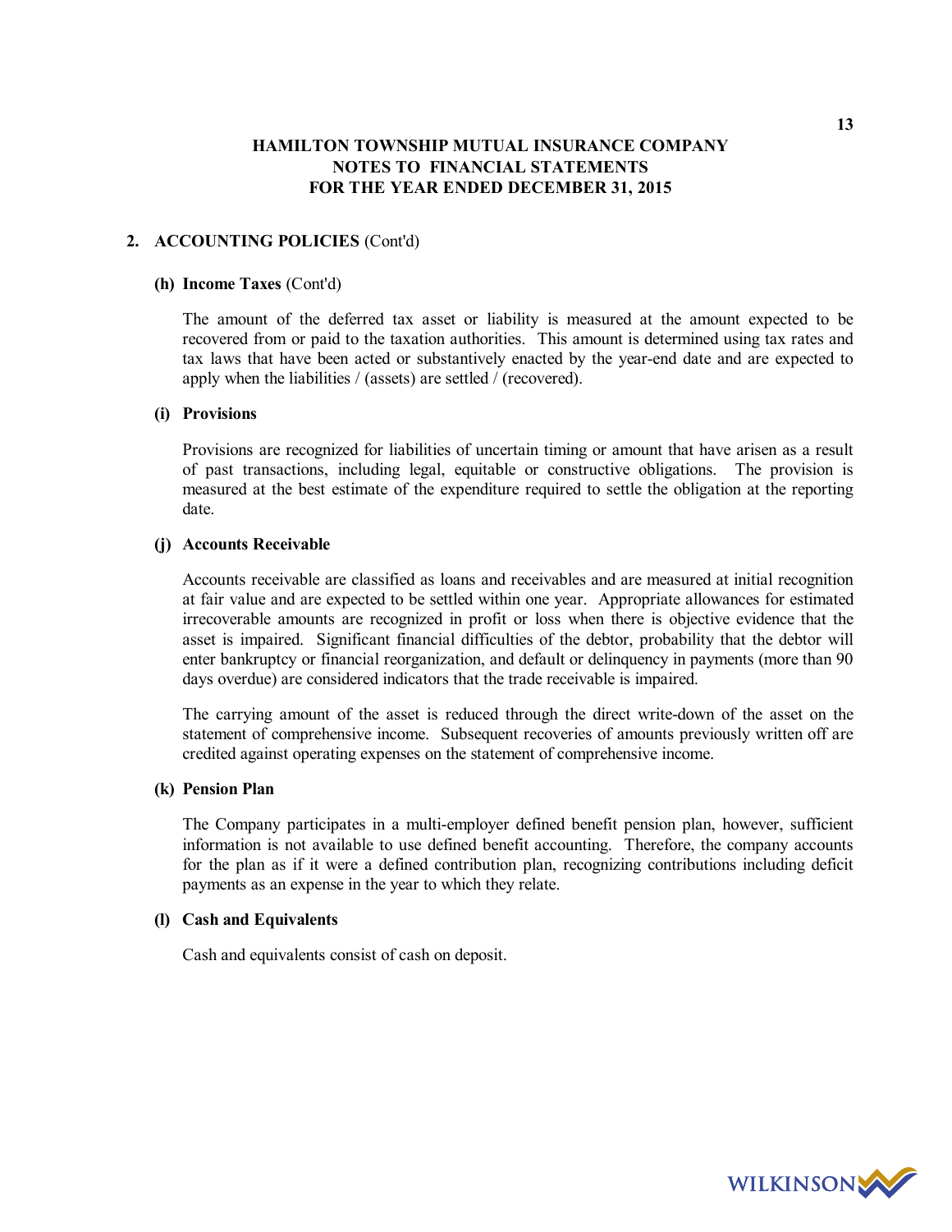## 2. ACCOUNTING POLICIES (Cont'd)

### (h) Income Taxes (Cont'd)

The amount of the deferred tax asset or liability is measured at the amount expected to be recovered from or paid to the taxation authorities. This amount is determined using tax rates and tax laws that have been acted or substantively enacted by the year-end date and are expected to apply when the liabilities / (assets) are settled / (recovered).

### (i) Provisions

Provisions are recognized for liabilities of uncertain timing or amount that have arisen as a result of past transactions, including legal, equitable or constructive obligations. The provision is measured at the best estimate of the expenditure required to settle the obligation at the reporting date.

### (j) Accounts Receivable

Accounts receivable are classified as loans and receivables and are measured at initial recognition at fair value and are expected to be settled within one year. Appropriate allowances for estimated irrecoverable amounts are recognized in profit or loss when there is objective evidence that the asset is impaired. Significant financial difficulties of the debtor, probability that the debtor will enter bankruptcy or financial reorganization, and default or delinquency in payments (more than 90 days overdue) are considered indicators that the trade receivable is impaired.

The carrying amount of the asset is reduced through the direct write-down of the asset on the statement of comprehensive income. Subsequent recoveries of amounts previously written off are credited against operating expenses on the statement of comprehensive income.

### (k) Pension Plan

The Company participates in a multi-employer defined benefit pension plan, however, sufficient information is not available to use defined benefit accounting. Therefore, the company accounts for the plan as if it were a defined contribution plan, recognizing contributions including deficit payments as an expense in the year to which they relate.

### (l) Cash and Equivalents

Cash and equivalents consist of cash on deposit.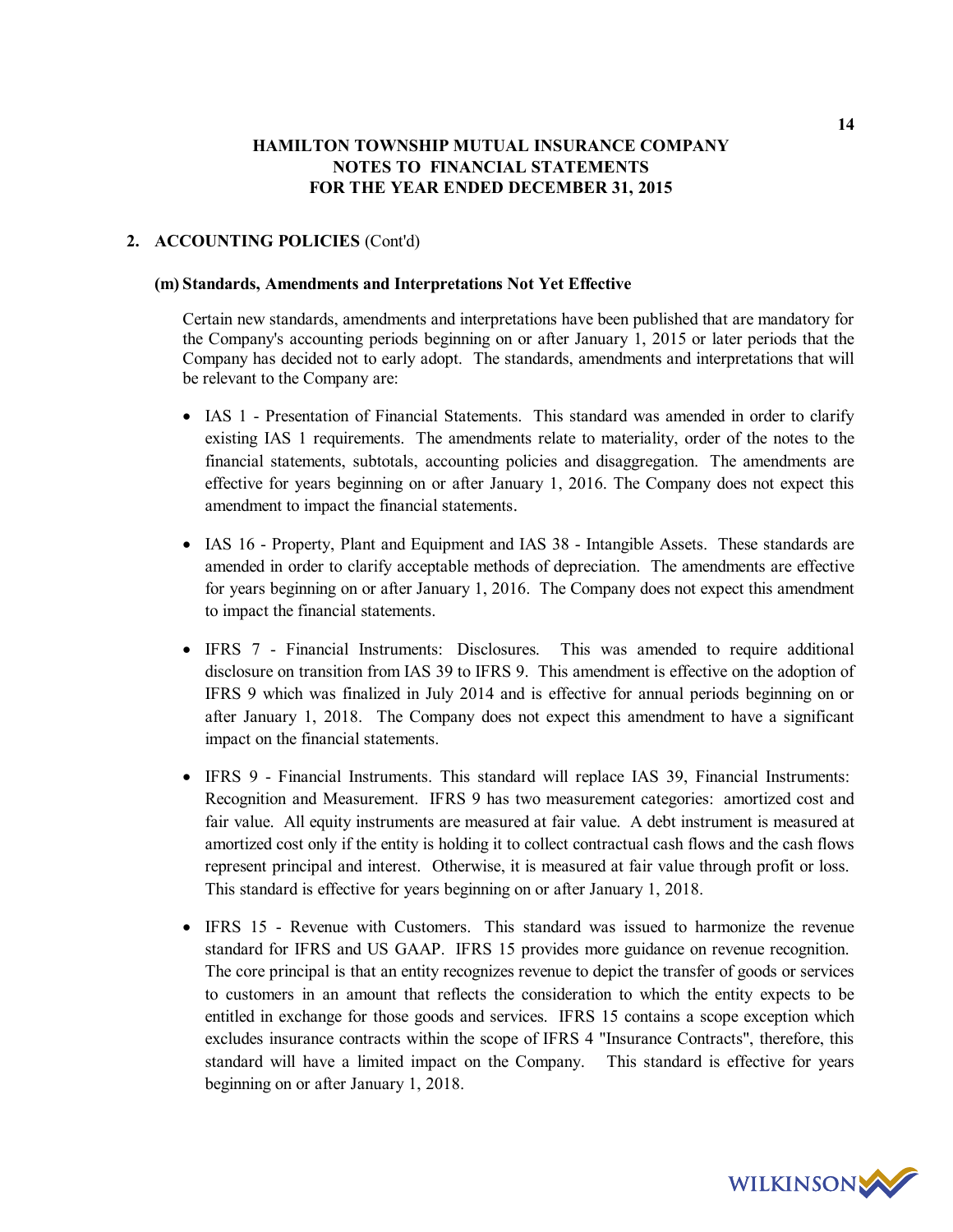# HAMILTON TOWNSHIP MUTUAL INSURANCE COMPANY
# NOTES TO FINANCIAL STATEMENTS
# FOR THE YEAR ENDED DECEMBER 31, 2015

## 2. ACCOUNTING POLICIES (Cont'd)

### (m) Standards, Amendments and Interpretations Not Yet Effective

Certain new standards, amendments and interpretations have been published that are mandatory for the Company's accounting periods beginning on or after January 1, 2015 or later periods that the Company has decided not to early adopt. The standards, amendments and interpretations that will be relevant to the Company are:

- IAS 1 - Presentation of Financial Statements. This standard was amended in order to clarify existing IAS 1 requirements. The amendments relate to materiality, order of the notes to the financial statements, subtotals, accounting policies and disaggregation. The amendments are effective for years beginning on or after January 1, 2016. The Company does not expect this amendment to impact the financial statements.

- IAS 16 - Property, Plant and Equipment and IAS 38 - Intangible Assets. These standards are amended in order to clarify acceptable methods of depreciation. The amendments are effective for years beginning on or after January 1, 2016. The Company does not expect this amendment to impact the financial statements.

- IFRS 7 - Financial Instruments: Disclosures. This was amended to require additional disclosure on transition from IAS 39 to IFRS 9. This amendment is effective on the adoption of IFRS 9 which was finalized in July 2014 and is effective for annual periods beginning on or after January 1, 2018. The Company does not expect this amendment to have a significant impact on the financial statements.

- IFRS 9 - Financial Instruments. This standard will replace IAS 39, Financial Instruments: Recognition and Measurement. IFRS 9 has two measurement categories: amortized cost and fair value. All equity instruments are measured at fair value. A debt instrument is measured at amortized cost only if the entity is holding it to collect contractual cash flows and the cash flows represent principal and interest. Otherwise, it is measured at fair value through profit or loss. This standard is effective for years beginning on or after January 1, 2018.

- IFRS 15 - Revenue with Customers. This standard was issued to harmonize the revenue standard for IFRS and US GAAP. IFRS 15 provides more guidance on revenue recognition. The core principal is that an entity recognizes revenue to depict the transfer of goods or services to customers in an amount that reflects the consideration to which the entity expects to be entitled in exchange for those goods and services. IFRS 15 contains a scope exception which excludes insurance contracts within the scope of IFRS 4 "Insurance Contracts", therefore, this standard will have a limited impact on the Company. This standard is effective for years beginning on or after January 1, 2018.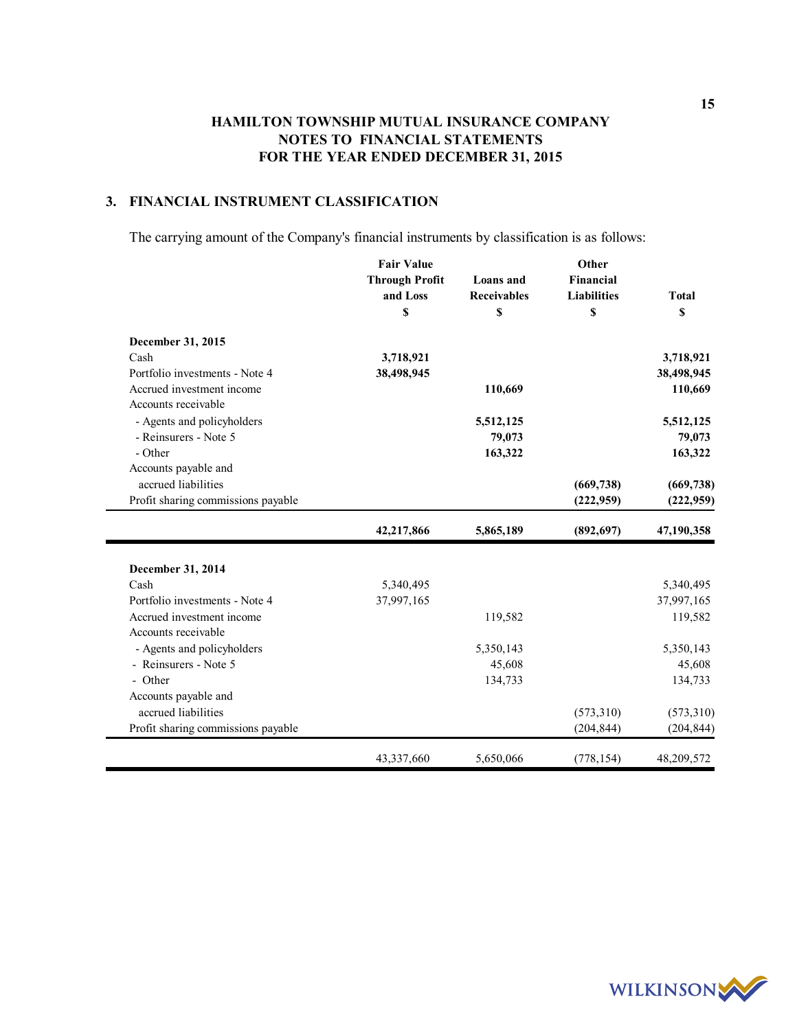## HAMILTON TOWNSHIP MUTUAL INSURANCE COMPANY
## NOTES TO FINANCIAL STATEMENTS
## FOR THE YEAR ENDED DECEMBER 31, 2015

### 3. FINANCIAL INSTRUMENT CLASSIFICATION

The carrying amount of the Company's financial instruments by classification is as follows:

| | Fair Value Through Profit and Loss $ | Loans and Receivables $ | Other Financial Liabilities $ | Total $ |
|---|---|---|---|---|
| **December 31, 2015** | | | | |
| Cash | **3,718,921** | | | **3,718,921** |
| Portfolio investments - Note 4 | **38,498,945** | | | **38,498,945** |
| Accrued investment income | | **110,669** | | **110,669** |
| Accounts receivable | | | | |
| - Agents and policyholders | | **5,512,125** | | **5,512,125** |
| - Reinsurers - Note 5 | | **79,073** | | **79,073** |
| - Other | | **163,322** | | **163,322** |
| Accounts payable and accrued liabilities | | | **(669,738)** | **(669,738)** |
| Profit sharing commissions payable | | | **(222,959)** | **(222,959)** |
| | **42,217,866** | **5,865,189** | **(892,697)** | **47,190,358** |
| **December 31, 2014** | | | | |
| Cash | 5,340,495 | | | 5,340,495 |
| Portfolio investments - Note 4 | 37,997,165 | | | 37,997,165 |
| Accrued investment income | | 119,582 | | 119,582 |
| Accounts receivable | | | | |
| - Agents and policyholders | | 5,350,143 | | 5,350,143 |
| - Reinsurers - Note 5 | | 45,608 | | 45,608 |
| - Other | | 134,733 | | 134,733 |
| Accounts payable and accrued liabilities | | | (573,310) | (573,310) |
| Profit sharing commissions payable | | | (204,844) | (204,844) |
| | 43,337,660 | 5,650,066 | (778,154) | 48,209,572 |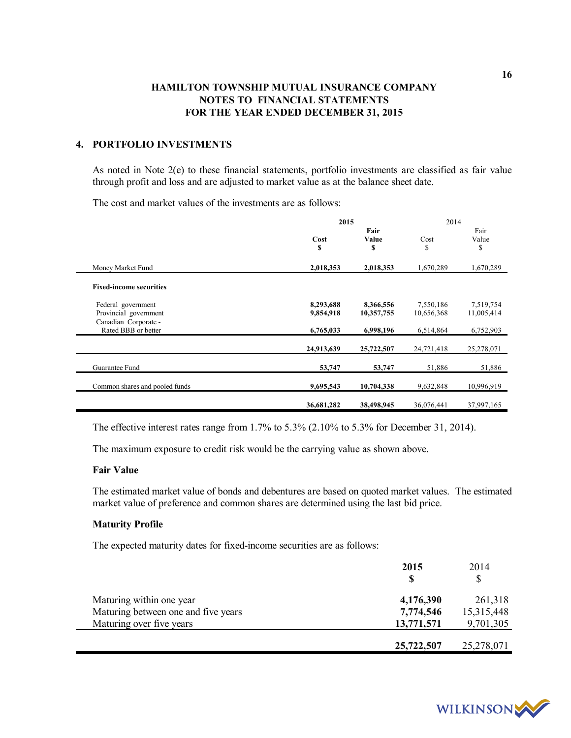**HAMILTON TOWNSHIP MUTUAL INSURANCE COMPANY**
**NOTES TO FINANCIAL STATEMENTS**
**FOR THE YEAR ENDED DECEMBER 31, 2015**

## 4. PORTFOLIO INVESTMENTS

As noted in Note 2(e) to these financial statements, portfolio investments are classified as fair value through profit and loss and are adjusted to market value as at the balance sheet date.

The cost and market values of the investments are as follows:

| | **2015** | | 2014 | |
|---|---|---|---|---|
| | **Cost** **$** | **Fair Value** **$** | Cost $ | Fair Value $ |
| Money Market Fund | **2,018,353** | **2,018,353** | 1,670,289 | 1,670,289 |
| **Fixed-income securities** | | | | |
| Federal government | **8,293,688** | **8,366,556** | 7,550,186 | 7,519,754 |
| Provincial government | **9,854,918** | **10,357,755** | 10,656,368 | 11,005,414 |
| Canadian Corporate - Rated BBB or better | **6,765,033** | **6,998,196** | 6,514,864 | 6,752,903 |
| | **24,913,639** | **25,722,507** | 24,721,418 | 25,278,071 |
| Guarantee Fund | **53,747** | **53,747** | 51,886 | 51,886 |
| Common shares and pooled funds | **9,695,543** | **10,704,338** | 9,632,848 | 10,996,919 |
| | **36,681,282** | **38,498,945** | 36,076,441 | 37,997,165 |

The effective interest rates range from 1.7% to 5.3% (2.10% to 5.3% for December 31, 2014).

The maximum exposure to credit risk would be the carrying value as shown above.

### Fair Value

The estimated market value of bonds and debentures are based on quoted market values. The estimated market value of preference and common shares are determined using the last bid price.

### Maturity Profile

The expected maturity dates for fixed-income securities are as follows:

| | **2015** **$** | 2014 $ |
|---|---|---|
| Maturing within one year | **4,176,390** | 261,318 |
| Maturing between one and five years | **7,774,546** | 15,315,448 |
| Maturing over five years | **13,771,571** | 9,701,305 |
| | **25,722,507** | 25,278,071 |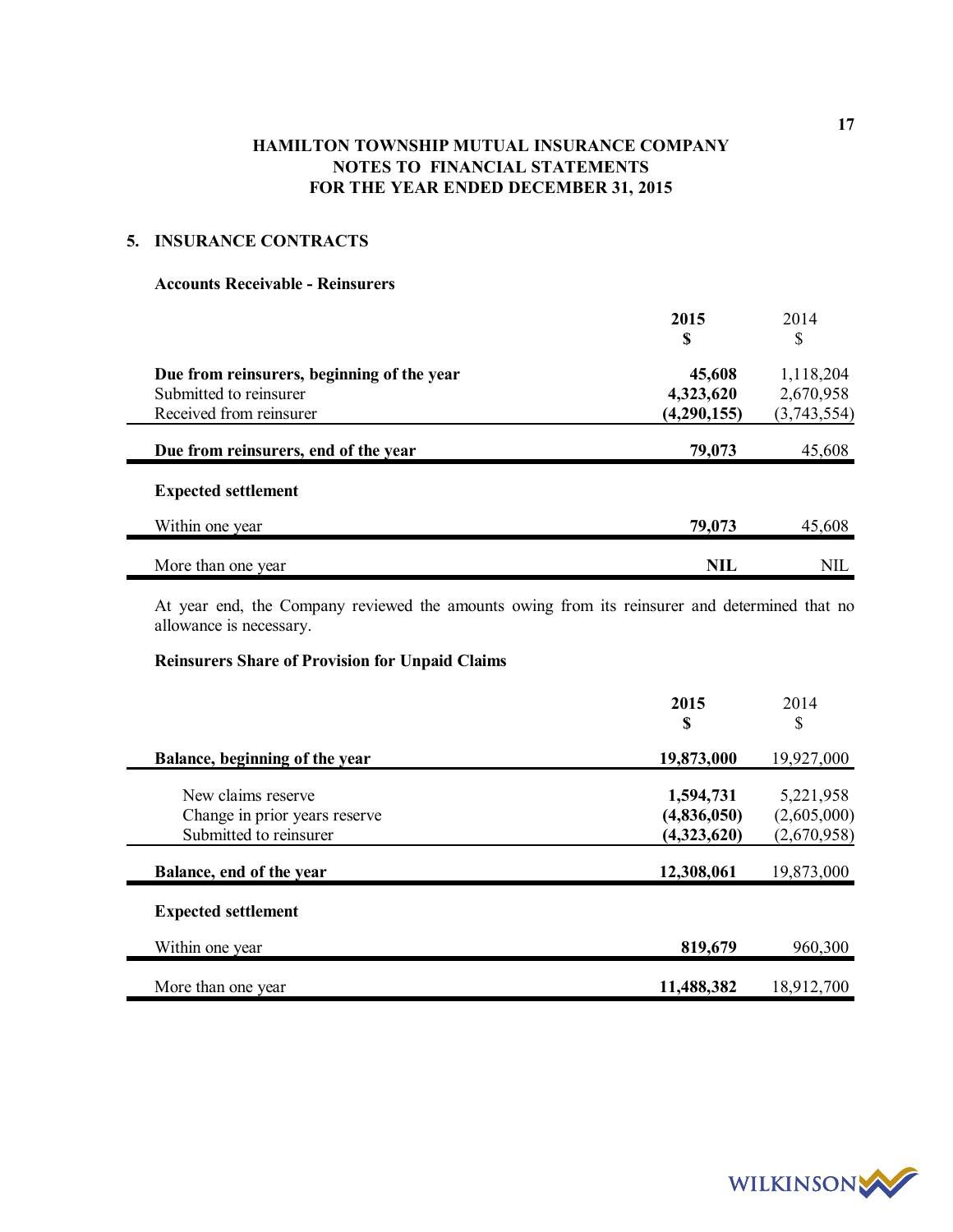# HAMILTON TOWNSHIP MUTUAL INSURANCE COMPANY
## NOTES TO FINANCIAL STATEMENTS
## FOR THE YEAR ENDED DECEMBER 31, 2015

### 5. INSURANCE CONTRACTS

**Accounts Receivable - Reinsurers**

| | **2015** **$** | 2014 $ |
|---|---|---|
| **Due from reinsurers, beginning of the year** | **45,608** | 1,118,204 |
| Submitted to reinsurer | **4,323,620** | 2,670,958 |
| Received from reinsurer | **(4,290,155)** | (3,743,554) |
| **Due from reinsurers, end of the year** | **79,073** | 45,608 |
| **Expected settlement** | | |
| Within one year | **79,073** | 45,608 |
| More than one year | **NIL** | NIL |

At year end, the Company reviewed the amounts owing from its reinsurer and determined that no allowance is necessary.

**Reinsurers Share of Provision for Unpaid Claims**

| | **2015** **$** | 2014 $ |
|---|---|---|
| **Balance, beginning of the year** | **19,873,000** | 19,927,000 |
| New claims reserve | **1,594,731** | 5,221,958 |
| Change in prior years reserve | **(4,836,050)** | (2,605,000) |
| Submitted to reinsurer | **(4,323,620)** | (2,670,958) |
| **Balance, end of the year** | **12,308,061** | 19,873,000 |
| **Expected settlement** | | |
| Within one year | **819,679** | 960,300 |
| More than one year | **11,488,382** | 18,912,700 |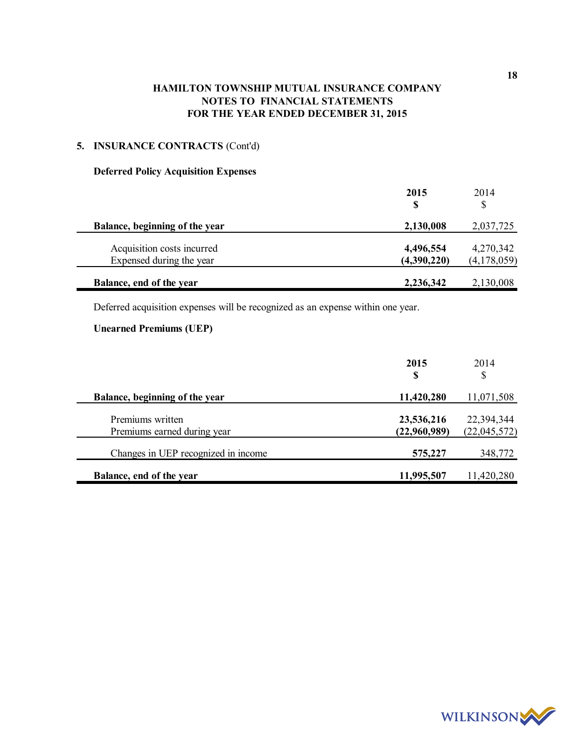## HAMILTON TOWNSHIP MUTUAL INSURANCE COMPANY
## NOTES TO FINANCIAL STATEMENTS
## FOR THE YEAR ENDED DECEMBER 31, 2015

### 5. INSURANCE CONTRACTS (Cont'd)

**Deferred Policy Acquisition Expenses**

| | **2015** **$** | 2014 $ |
|---|---|---|
| **Balance, beginning of the year** | **2,130,008** | 2,037,725 |
| Acquisition costs incurred | **4,496,554** | 4,270,342 |
| Expensed during the year | **(4,390,220)** | (4,178,059) |
| **Balance, end of the year** | **2,236,342** | 2,130,008 |

Deferred acquisition expenses will be recognized as an expense within one year.

**Unearned Premiums (UEP)**

| | **2015** **$** | 2014 $ |
|---|---|---|
| **Balance, beginning of the year** | **11,420,280** | 11,071,508 |
| Premiums written | **23,536,216** | 22,394,344 |
| Premiums earned during year | **(22,960,989)** | (22,045,572) |
| Changes in UEP recognized in income | **575,227** | 348,772 |
| **Balance, end of the year** | **11,995,507** | 11,420,280 |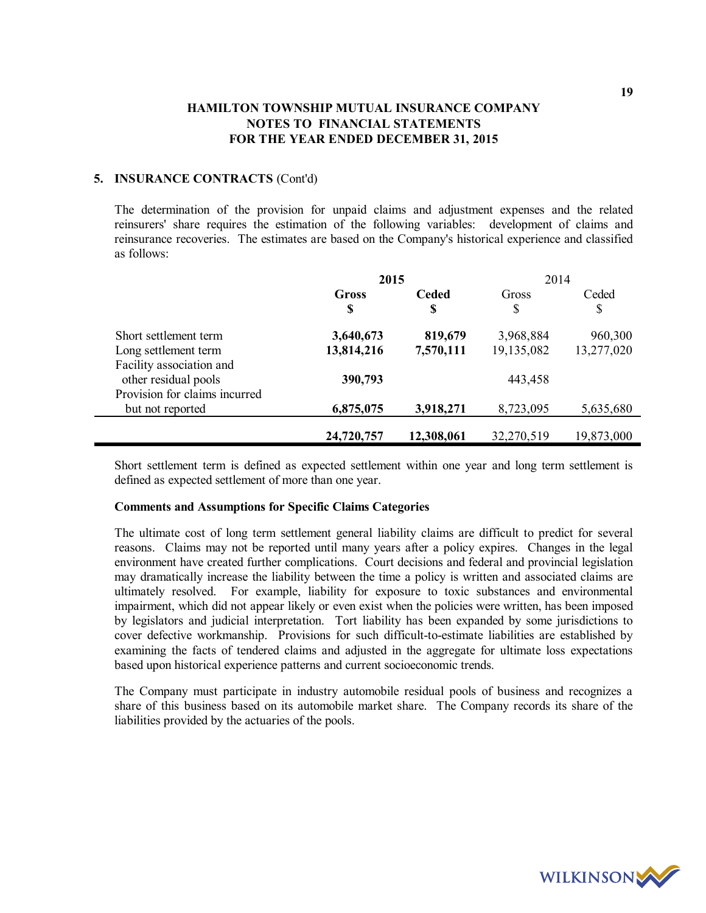## HAMILTON TOWNSHIP MUTUAL INSURANCE COMPANY
## NOTES TO FINANCIAL STATEMENTS
## FOR THE YEAR ENDED DECEMBER 31, 2015

### 5. INSURANCE CONTRACTS (Cont'd)

The determination of the provision for unpaid claims and adjustment expenses and the related reinsurers' share requires the estimation of the following variables: development of claims and reinsurance recoveries. The estimates are based on the Company's historical experience and classified as follows:

| | **2015** | | 2014 | |
|---|---|---|---|---|
| | **Gross $** | **Ceded $** | Gross $ | Ceded $ |
| Short settlement term | **3,640,673** | **819,679** | 3,968,884 | 960,300 |
| Long settlement term | **13,814,216** | **7,570,111** | 19,135,082 | 13,277,020 |
| Facility association and other residual pools | **390,793** | | 443,458 | |
| Provision for claims incurred but not reported | **6,875,075** | **3,918,271** | 8,723,095 | 5,635,680 |
| | **24,720,757** | **12,308,061** | 32,270,519 | 19,873,000 |

Short settlement term is defined as expected settlement within one year and long term settlement is defined as expected settlement of more than one year.

**Comments and Assumptions for Specific Claims Categories**

The ultimate cost of long term settlement general liability claims are difficult to predict for several reasons. Claims may not be reported until many years after a policy expires. Changes in the legal environment have created further complications. Court decisions and federal and provincial legislation may dramatically increase the liability between the time a policy is written and associated claims are ultimately resolved. For example, liability for exposure to toxic substances and environmental impairment, which did not appear likely or even exist when the policies were written, has been imposed by legislators and judicial interpretation. Tort liability has been expanded by some jurisdictions to cover defective workmanship. Provisions for such difficult-to-estimate liabilities are established by examining the facts of tendered claims and adjusted in the aggregate for ultimate loss expectations based upon historical experience patterns and current socioeconomic trends.

The Company must participate in industry automobile residual pools of business and recognizes a share of this business based on its automobile market share. The Company records its share of the liabilities provided by the actuaries of the pools.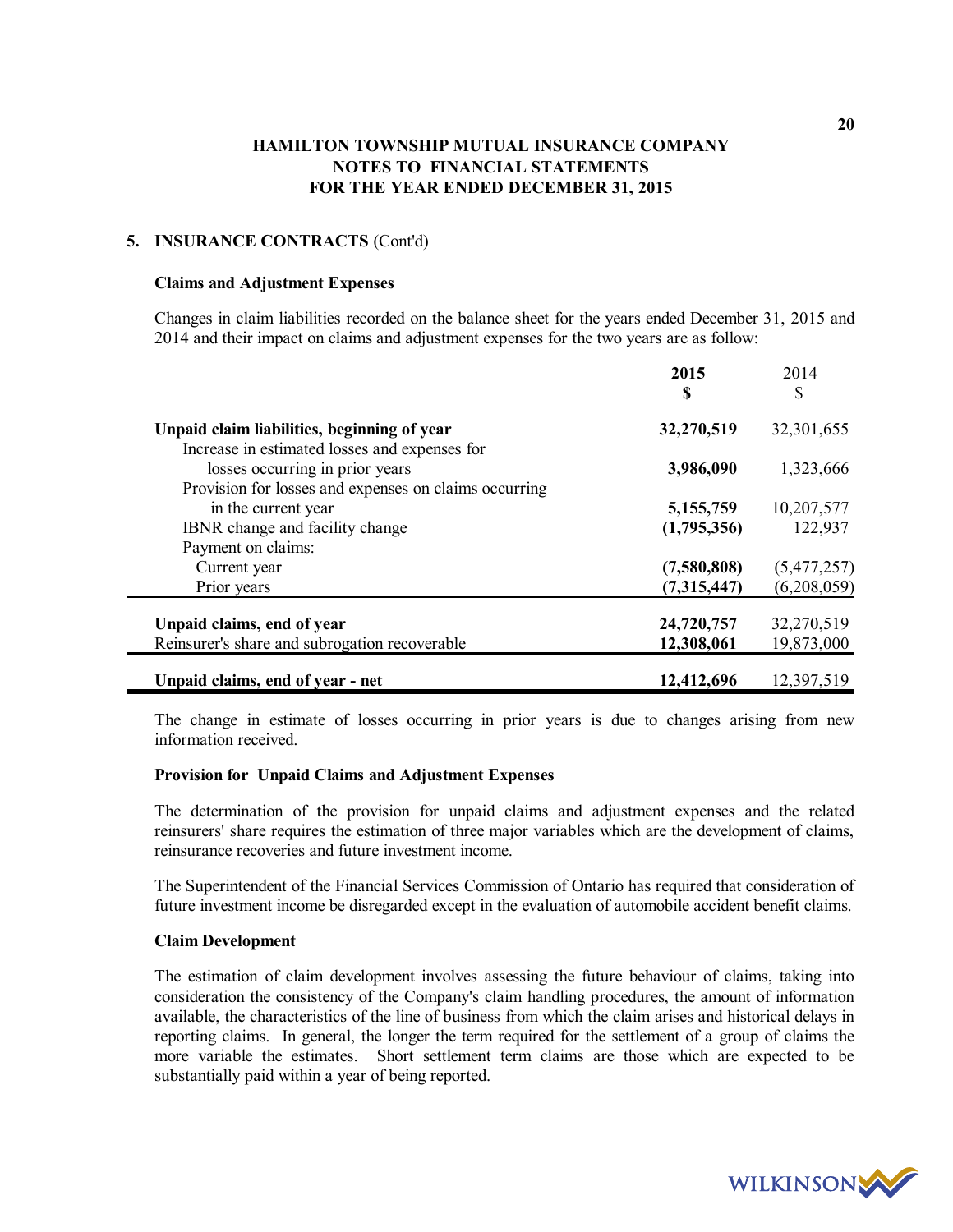**HAMILTON TOWNSHIP MUTUAL INSURANCE COMPANY**
**NOTES TO FINANCIAL STATEMENTS**
**FOR THE YEAR ENDED DECEMBER 31, 2015**

## 5. INSURANCE CONTRACTS (Cont'd)

### Claims and Adjustment Expenses

Changes in claim liabilities recorded on the balance sheet for the years ended December 31, 2015 and 2014 and their impact on claims and adjustment expenses for the two years are as follow:

| | **2015** **$** | 2014 $ |
|---|---|---|
| **Unpaid claim liabilities, beginning of year** | **32,270,519** | 32,301,655 |
| Increase in estimated losses and expenses for losses occurring in prior years | **3,986,090** | 1,323,666 |
| Provision for losses and expenses on claims occurring in the current year | **5,155,759** | 10,207,577 |
| IBNR change and facility change | **(1,795,356)** | 122,937 |
| Payment on claims: | | |
| Current year | **(7,580,808)** | (5,477,257) |
| Prior years | **(7,315,447)** | (6,208,059) |
| **Unpaid claims, end of year** | **24,720,757** | 32,270,519 |
| Reinsurer's share and subrogation recoverable | **12,308,061** | 19,873,000 |
| **Unpaid claims, end of year - net** | **12,412,696** | 12,397,519 |

The change in estimate of losses occurring in prior years is due to changes arising from new information received.

### Provision for Unpaid Claims and Adjustment Expenses

The determination of the provision for unpaid claims and adjustment expenses and the related reinsurers' share requires the estimation of three major variables which are the development of claims, reinsurance recoveries and future investment income.

The Superintendent of the Financial Services Commission of Ontario has required that consideration of future investment income be disregarded except in the evaluation of automobile accident benefit claims.

### Claim Development

The estimation of claim development involves assessing the future behaviour of claims, taking into consideration the consistency of the Company's claim handling procedures, the amount of information available, the characteristics of the line of business from which the claim arises and historical delays in reporting claims. In general, the longer the term required for the settlement of a group of claims the more variable the estimates. Short settlement term claims are those which are expected to be substantially paid within a year of being reported.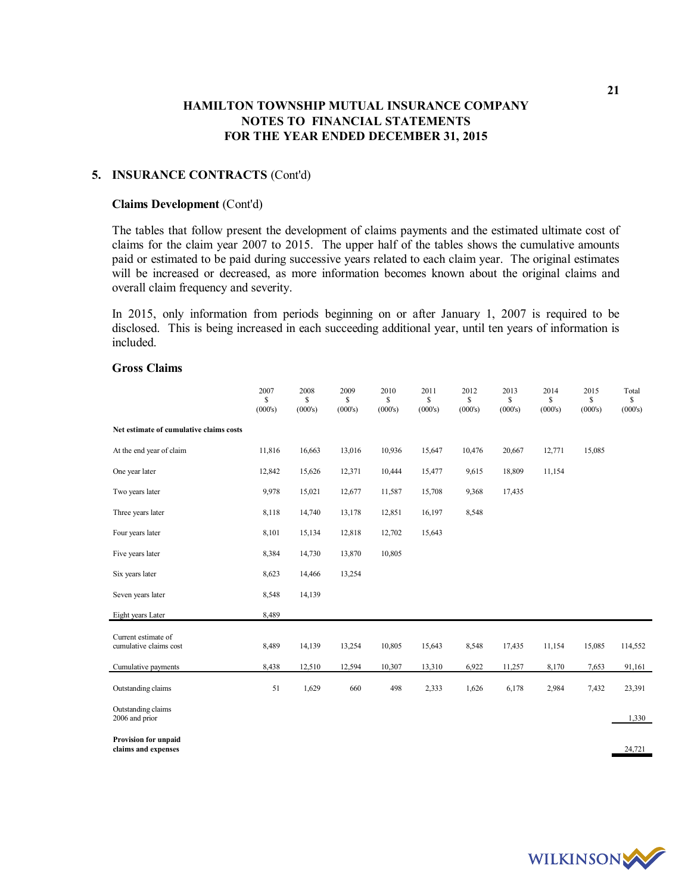## 5. INSURANCE CONTRACTS (Cont'd)

### Claims Development (Cont'd)

The tables that follow present the development of claims payments and the estimated ultimate cost of claims for the claim year 2007 to 2015. The upper half of the tables shows the cumulative amounts paid or estimated to be paid during successive years related to each claim year. The original estimates will be increased or decreased, as more information becomes known about the original claims and overall claim frequency and severity.

In 2015, only information from periods beginning on or after January 1, 2007 is required to be disclosed. This is being increased in each succeeding additional year, until ten years of information is included.

### Gross Claims

| | 2007 $ (000's) | 2008 $ (000's) | 2009 $ (000's) | 2010 $ (000's) | 2011 $ (000's) | 2012 $ (000's) | 2013 $ (000's) | 2014 $ (000's) | 2015 $ (000's) | Total $ (000's) |
|---|---|---|---|---|---|---|---|---|---|---|
| **Net estimate of cumulative claims costs** | | | | | | | | | | |
| At the end year of claim | 11,816 | 16,663 | 13,016 | 10,936 | 15,647 | 10,476 | 20,667 | 12,771 | 15,085 | |
| One year later | 12,842 | 15,626 | 12,371 | 10,444 | 15,477 | 9,615 | 18,809 | 11,154 | | |
| Two years later | 9,978 | 15,021 | 12,677 | 11,587 | 15,708 | 9,368 | 17,435 | | | |
| Three years later | 8,118 | 14,740 | 13,178 | 12,851 | 16,197 | 8,548 | | | | |
| Four years later | 8,101 | 15,134 | 12,818 | 12,702 | 15,643 | | | | | |
| Five years later | 8,384 | 14,730 | 13,870 | 10,805 | | | | | | |
| Six years later | 8,623 | 14,466 | 13,254 | | | | | | | |
| Seven years later | 8,548 | 14,139 | | | | | | | | |
| Eight years Later | 8,489 | | | | | | | | | |
| Current estimate of cumulative claims cost | 8,489 | 14,139 | 13,254 | 10,805 | 15,643 | 8,548 | 17,435 | 11,154 | 15,085 | 114,552 |
| Cumulative payments | 8,438 | 12,510 | 12,594 | 10,307 | 13,310 | 6,922 | 11,257 | 8,170 | 7,653 | 91,161 |
| Outstanding claims | 51 | 1,629 | 660 | 498 | 2,333 | 1,626 | 6,178 | 2,984 | 7,432 | 23,391 |
| Outstanding claims 2006 and prior | | | | | | | | | | 1,330 |
| **Provision for unpaid claims and expenses** | | | | | | | | | | 24,721 |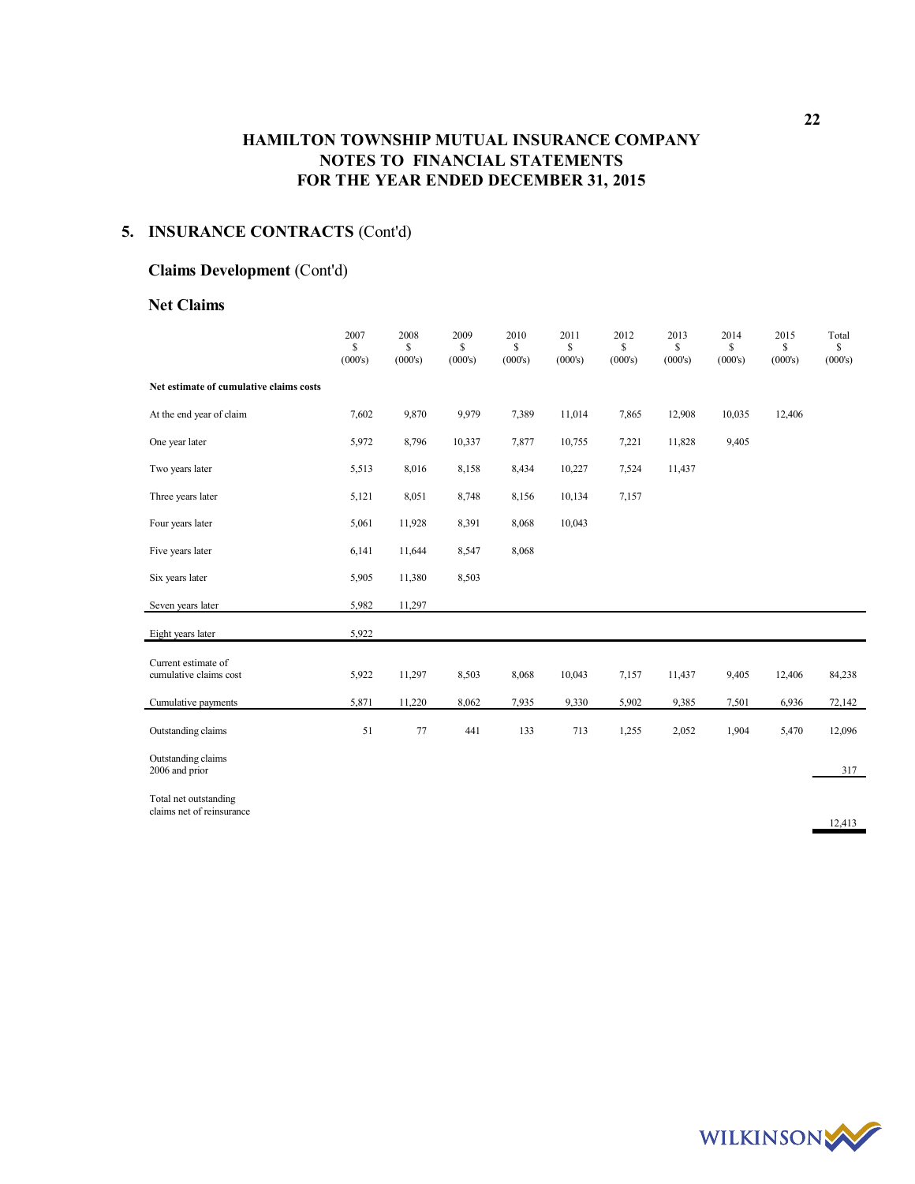# HAMILTON TOWNSHIP MUTUAL INSURANCE COMPANY
# NOTES TO FINANCIAL STATEMENTS
# FOR THE YEAR ENDED DECEMBER 31, 2015

## 5. INSURANCE CONTRACTS (Cont'd)

### Claims Development (Cont'd)

### Net Claims

| | 2007<br>\$<br>(000's) | 2008<br>\$<br>(000's) | 2009<br>\$<br>(000's) | 2010<br>\$<br>(000's) | 2011<br>\$<br>(000's) | 2012<br>\$<br>(000's) | 2013<br>\$<br>(000's) | 2014<br>\$<br>(000's) | 2015<br>\$<br>(000's) | Total<br>\$<br>(000's) |
|---|---|---|---|---|---|---|---|---|---|---|
| **Net estimate of cumulative claims costs** | | | | | | | | | | |
| At the end year of claim | 7,602 | 9,870 | 9,979 | 7,389 | 11,014 | 7,865 | 12,908 | 10,035 | 12,406 | |
| One year later | 5,972 | 8,796 | 10,337 | 7,877 | 10,755 | 7,221 | 11,828 | 9,405 | | |
| Two years later | 5,513 | 8,016 | 8,158 | 8,434 | 10,227 | 7,524 | 11,437 | | | |
| Three years later | 5,121 | 8,051 | 8,748 | 8,156 | 10,134 | 7,157 | | | | |
| Four years later | 5,061 | 11,928 | 8,391 | 8,068 | 10,043 | | | | | |
| Five years later | 6,141 | 11,644 | 8,547 | 8,068 | | | | | | |
| Six years later | 5,905 | 11,380 | 8,503 | | | | | | | |
| Seven years later | 5,982 | 11,297 | | | | | | | | |
| Eight years later | 5,922 | | | | | | | | | |
| Current estimate of cumulative claims cost | 5,922 | 11,297 | 8,503 | 8,068 | 10,043 | 7,157 | 11,437 | 9,405 | 12,406 | 84,238 |
| Cumulative payments | 5,871 | 11,220 | 8,062 | 7,935 | 9,330 | 5,902 | 9,385 | 7,501 | 6,936 | 72,142 |
| Outstanding claims | 51 | 77 | 441 | 133 | 713 | 1,255 | 2,052 | 1,904 | 5,470 | 12,096 |
| Outstanding claims 2006 and prior | | | | | | | | | | 317 |
| Total net outstanding claims net of reinsurance | | | | | | | | | | 12,413 |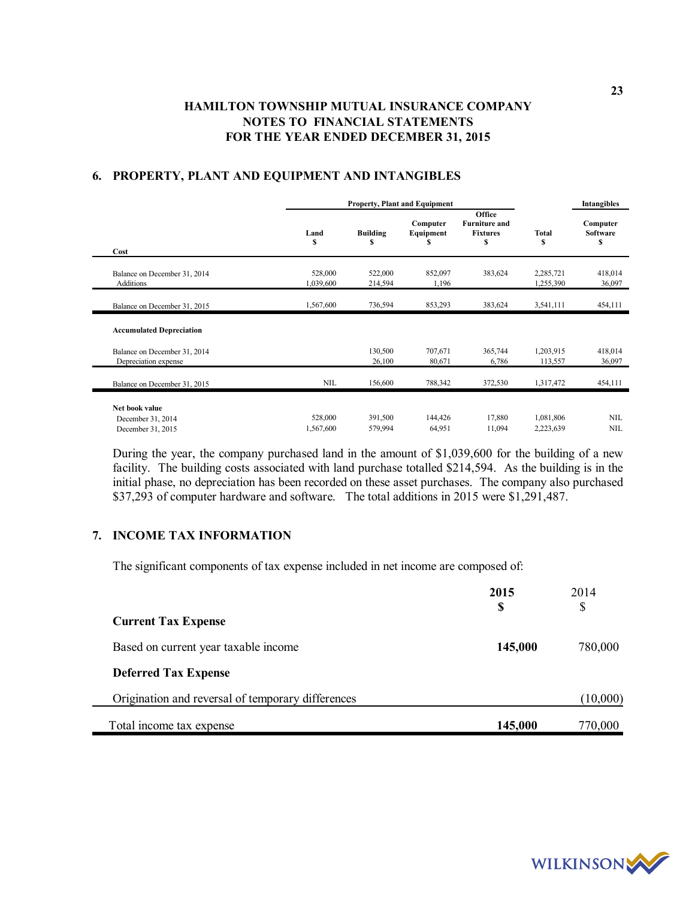## 6. PROPERTY, PLANT AND EQUIPMENT AND INTANGIBLES

| | Property, Plant and Equipment | | | | | Intangibles |
|---|---|---|---|---|---|---|
| **Cost** | **Land** $ | **Building** $ | **Computer Equipment** $ | **Office Furniture and Fixtures** $ | **Total** $ | **Computer Software** $ |
| Balance on December 31, 2014 | 528,000 | 522,000 | 852,097 | 383,624 | 2,285,721 | 418,014 |
| Additions | 1,039,600 | 214,594 | 1,196 | | 1,255,390 | 36,097 |
| Balance on December 31, 2015 | 1,567,600 | 736,594 | 853,293 | 383,624 | 3,541,111 | 454,111 |
| **Accumulated Depreciation** | | | | | | |
| Balance on December 31, 2014 | | 130,500 | 707,671 | 365,744 | 1,203,915 | 418,014 |
| Depreciation expense | | 26,100 | 80,671 | 6,786 | 113,557 | 36,097 |
| Balance on December 31, 2015 | NIL | 156,600 | 788,342 | 372,530 | 1,317,472 | 454,111 |
| **Net book value** | | | | | | |
| December 31, 2014 | 528,000 | 391,500 | 144,426 | 17,880 | 1,081,806 | NIL |
| December 31, 2015 | 1,567,600 | 579,994 | 64,951 | 11,094 | 2,223,639 | NIL |

During the year, the company purchased land in the amount of $1,039,600 for the building of a new facility. The building costs associated with land purchase totalled $214,594. As the building is in the initial phase, no depreciation has been recorded on these asset purchases. The company also purchased $37,293 of computer hardware and software. The total additions in 2015 were $1,291,487.

## 7. INCOME TAX INFORMATION

The significant components of tax expense included in net income are composed of:

| | **2015** $ | 2014 $ |
|---|---|---|
| **Current Tax Expense** | | |
| Based on current year taxable income | **145,000** | 780,000 |
| **Deferred Tax Expense** | | |
| Origination and reversal of temporary differences | | (10,000) |
| Total income tax expense | **145,000** | 770,000 |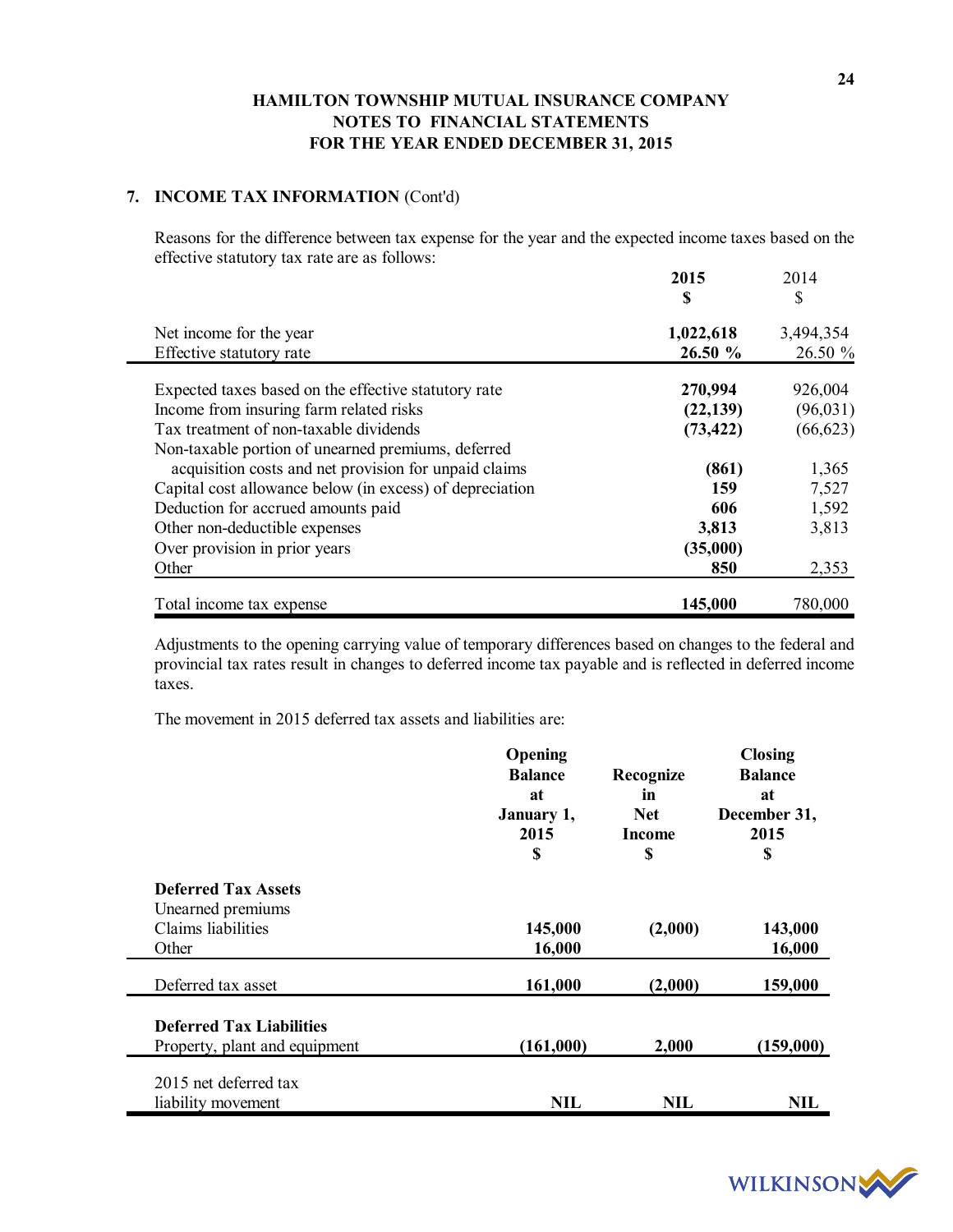# HAMILTON TOWNSHIP MUTUAL INSURANCE COMPANY
## NOTES TO FINANCIAL STATEMENTS
## FOR THE YEAR ENDED DECEMBER 31, 2015

### 7. INCOME TAX INFORMATION (Cont'd)

Reasons for the difference between tax expense for the year and the expected income taxes based on the effective statutory tax rate are as follows:

| | **2015** | 2014 |
|---|---|---|
| | **$** | $ |
| Net income for the year | **1,022,618** | 3,494,354 |
| Effective statutory rate | **26.50 %** | 26.50 % |
| Expected taxes based on the effective statutory rate | **270,994** | 926,004 |
| Income from insuring farm related risks | **(22,139)** | (96,031) |
| Tax treatment of non-taxable dividends | **(73,422)** | (66,623) |
| Non-taxable portion of unearned premiums, deferred acquisition costs and net provision for unpaid claims | **(861)** | 1,365 |
| Capital cost allowance below (in excess) of depreciation | **159** | 7,527 |
| Deduction for accrued amounts paid | **606** | 1,592 |
| Other non-deductible expenses | **3,813** | 3,813 |
| Over provision in prior years | **(35,000)** | |
| Other | **850** | 2,353 |
| Total income tax expense | **145,000** | 780,000 |

Adjustments to the opening carrying value of temporary differences based on changes to the federal and provincial tax rates result in changes to deferred income tax payable and is reflected in deferred income taxes.

The movement in 2015 deferred tax assets and liabilities are:

| | **Opening Balance at January 1, 2015 $** | **Recognize in Net Income $** | **Closing Balance at December 31, 2015 $** |
|---|---|---|---|
| **Deferred Tax Assets** | | | |
| Unearned premiums | | | |
| Claims liabilities | **145,000** | **(2,000)** | **143,000** |
| Other | **16,000** | | **16,000** |
| Deferred tax asset | **161,000** | **(2,000)** | **159,000** |
| **Deferred Tax Liabilities** | | | |
| Property, plant and equipment | **(161,000)** | **2,000** | **(159,000)** |
| 2015 net deferred tax liability movement | **NIL** | **NIL** | **NIL** |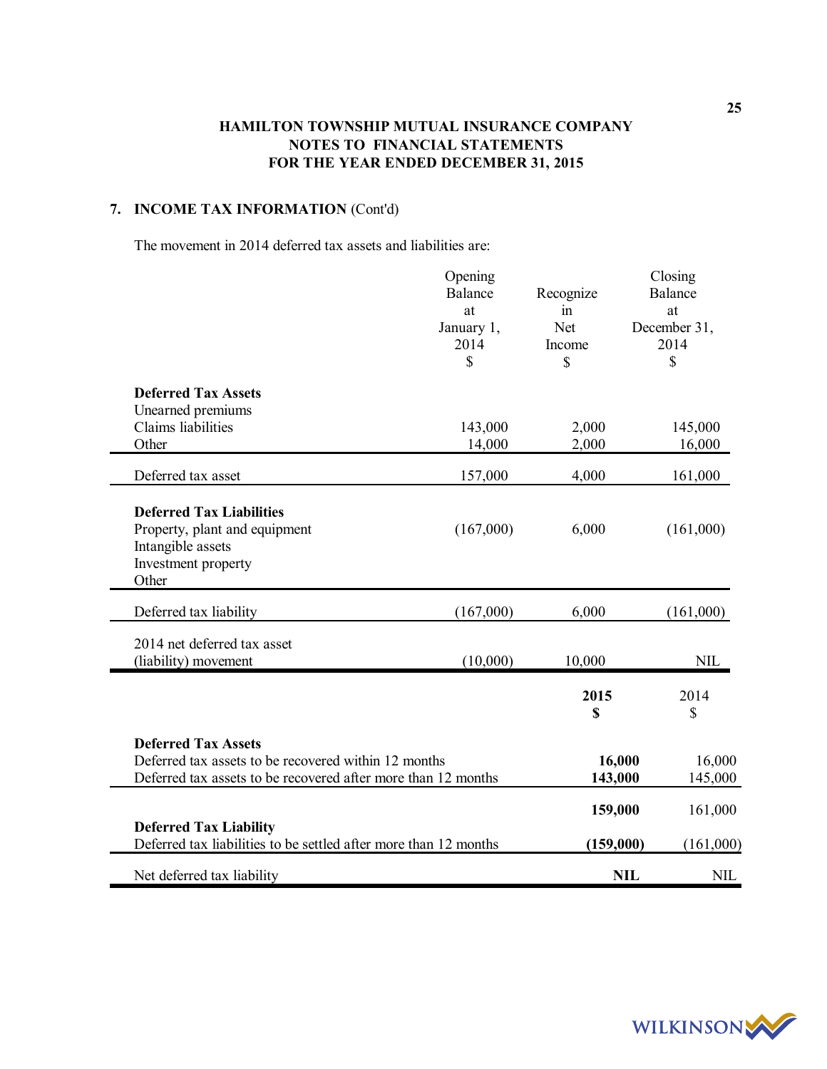## 7. INCOME TAX INFORMATION (Cont'd)

The movement in 2014 deferred tax assets and liabilities are:

| | Opening Balance at January 1, 2014 $ | Recognize in Net Income $ | Closing Balance at December 31, 2014 $ |
|---|---|---|---|
| **Deferred Tax Assets** | | | |
| Unearned premiums | | | |
| Claims liabilities | 143,000 | 2,000 | 145,000 |
| Other | 14,000 | 2,000 | 16,000 |
| Deferred tax asset | 157,000 | 4,000 | 161,000 |
| **Deferred Tax Liabilities** | | | |
| Property, plant and equipment | (167,000) | 6,000 | (161,000) |
| Intangible assets | | | |
| Investment property | | | |
| Other | | | |
| Deferred tax liability | (167,000) | 6,000 | (161,000) |
| 2014 net deferred tax asset (liability) movement | (10,000) | 10,000 | NIL |

| | **2015 $** | 2014 $ |
|---|---|---|
| **Deferred Tax Assets** | | |
| Deferred tax assets to be recovered within 12 months | **16,000** | 16,000 |
| Deferred tax assets to be recovered after more than 12 months | **143,000** | 145,000 |
| | **159,000** | 161,000 |
| **Deferred Tax Liability** | | |
| Deferred tax liabilities to be settled after more than 12 months | **(159,000)** | (161,000) |
| Net deferred tax liability | **NIL** | NIL |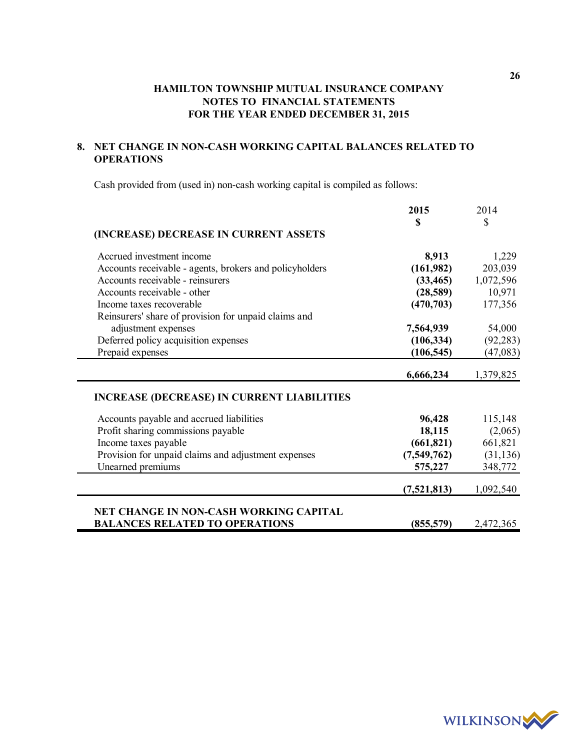# HAMILTON TOWNSHIP MUTUAL INSURANCE COMPANY
## NOTES TO FINANCIAL STATEMENTS
## FOR THE YEAR ENDED DECEMBER 31, 2015

### 8. NET CHANGE IN NON-CASH WORKING CAPITAL BALANCES RELATED TO OPERATIONS

Cash provided from (used in) non-cash working capital is compiled as follows:

| | **2015** | 2014 |
|---|---|---|
| | **$** | $ |
| **(INCREASE) DECREASE IN CURRENT ASSETS** | | |
| Accrued investment income | **8,913** | 1,229 |
| Accounts receivable - agents, brokers and policyholders | **(161,982)** | 203,039 |
| Accounts receivable - reinsurers | **(33,465)** | 1,072,596 |
| Accounts receivable - other | **(28,589)** | 10,971 |
| Income taxes recoverable | **(470,703)** | 177,356 |
| Reinsurers' share of provision for unpaid claims and adjustment expenses | **7,564,939** | 54,000 |
| Deferred policy acquisition expenses | **(106,334)** | (92,283) |
| Prepaid expenses | **(106,545)** | (47,083) |
| | **6,666,234** | 1,379,825 |
| **INCREASE (DECREASE) IN CURRENT LIABILITIES** | | |
| Accounts payable and accrued liabilities | **96,428** | 115,148 |
| Profit sharing commissions payable | **18,115** | (2,065) |
| Income taxes payable | **(661,821)** | 661,821 |
| Provision for unpaid claims and adjustment expenses | **(7,549,762)** | (31,136) |
| Unearned premiums | **575,227** | 348,772 |
| | **(7,521,813)** | 1,092,540 |
| **NET CHANGE IN NON-CASH WORKING CAPITAL BALANCES RELATED TO OPERATIONS** | **(855,579)** | 2,472,365 |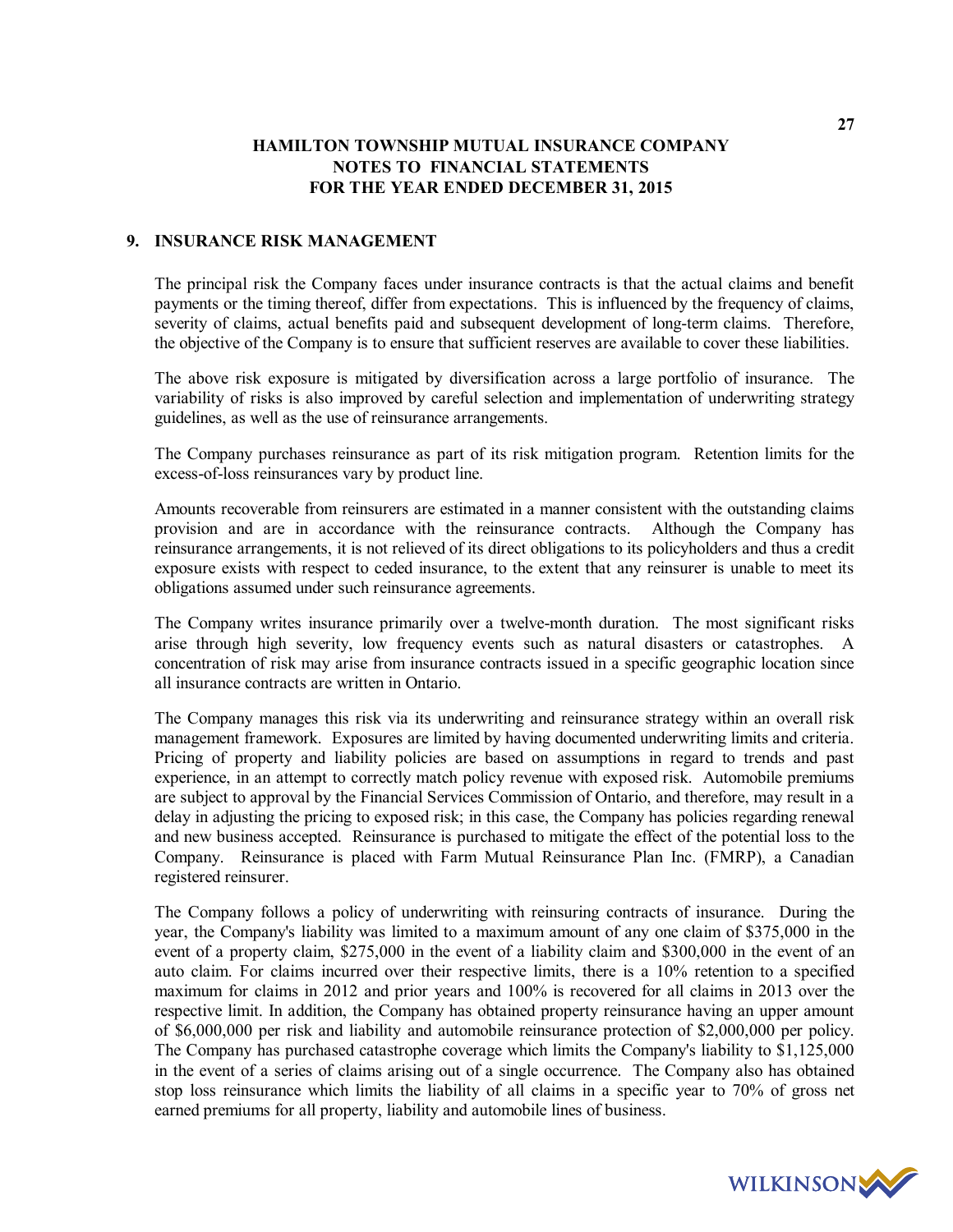# HAMILTON TOWNSHIP MUTUAL INSURANCE COMPANY
## NOTES TO FINANCIAL STATEMENTS
## FOR THE YEAR ENDED DECEMBER 31, 2015

### 9. INSURANCE RISK MANAGEMENT

The principal risk the Company faces under insurance contracts is that the actual claims and benefit payments or the timing thereof, differ from expectations. This is influenced by the frequency of claims, severity of claims, actual benefits paid and subsequent development of long-term claims. Therefore, the objective of the Company is to ensure that sufficient reserves are available to cover these liabilities.

The above risk exposure is mitigated by diversification across a large portfolio of insurance. The variability of risks is also improved by careful selection and implementation of underwriting strategy guidelines, as well as the use of reinsurance arrangements.

The Company purchases reinsurance as part of its risk mitigation program. Retention limits for the excess-of-loss reinsurances vary by product line.

Amounts recoverable from reinsurers are estimated in a manner consistent with the outstanding claims provision and are in accordance with the reinsurance contracts. Although the Company has reinsurance arrangements, it is not relieved of its direct obligations to its policyholders and thus a credit exposure exists with respect to ceded insurance, to the extent that any reinsurer is unable to meet its obligations assumed under such reinsurance agreements.

The Company writes insurance primarily over a twelve-month duration. The most significant risks arise through high severity, low frequency events such as natural disasters or catastrophes. A concentration of risk may arise from insurance contracts issued in a specific geographic location since all insurance contracts are written in Ontario.

The Company manages this risk via its underwriting and reinsurance strategy within an overall risk management framework. Exposures are limited by having documented underwriting limits and criteria. Pricing of property and liability policies are based on assumptions in regard to trends and past experience, in an attempt to correctly match policy revenue with exposed risk. Automobile premiums are subject to approval by the Financial Services Commission of Ontario, and therefore, may result in a delay in adjusting the pricing to exposed risk; in this case, the Company has policies regarding renewal and new business accepted. Reinsurance is purchased to mitigate the effect of the potential loss to the Company. Reinsurance is placed with Farm Mutual Reinsurance Plan Inc. (FMRP), a Canadian registered reinsurer.

The Company follows a policy of underwriting with reinsuring contracts of insurance. During the year, the Company's liability was limited to a maximum amount of any one claim of $375,000 in the event of a property claim, $275,000 in the event of a liability claim and $300,000 in the event of an auto claim. For claims incurred over their respective limits, there is a 10% retention to a specified maximum for claims in 2012 and prior years and 100% is recovered for all claims in 2013 over the respective limit. In addition, the Company has obtained property reinsurance having an upper amount of $6,000,000 per risk and liability and automobile reinsurance protection of $2,000,000 per policy. The Company has purchased catastrophe coverage which limits the Company's liability to $1,125,000 in the event of a series of claims arising out of a single occurrence. The Company also has obtained stop loss reinsurance which limits the liability of all claims in a specific year to 70% of gross net earned premiums for all property, liability and automobile lines of business.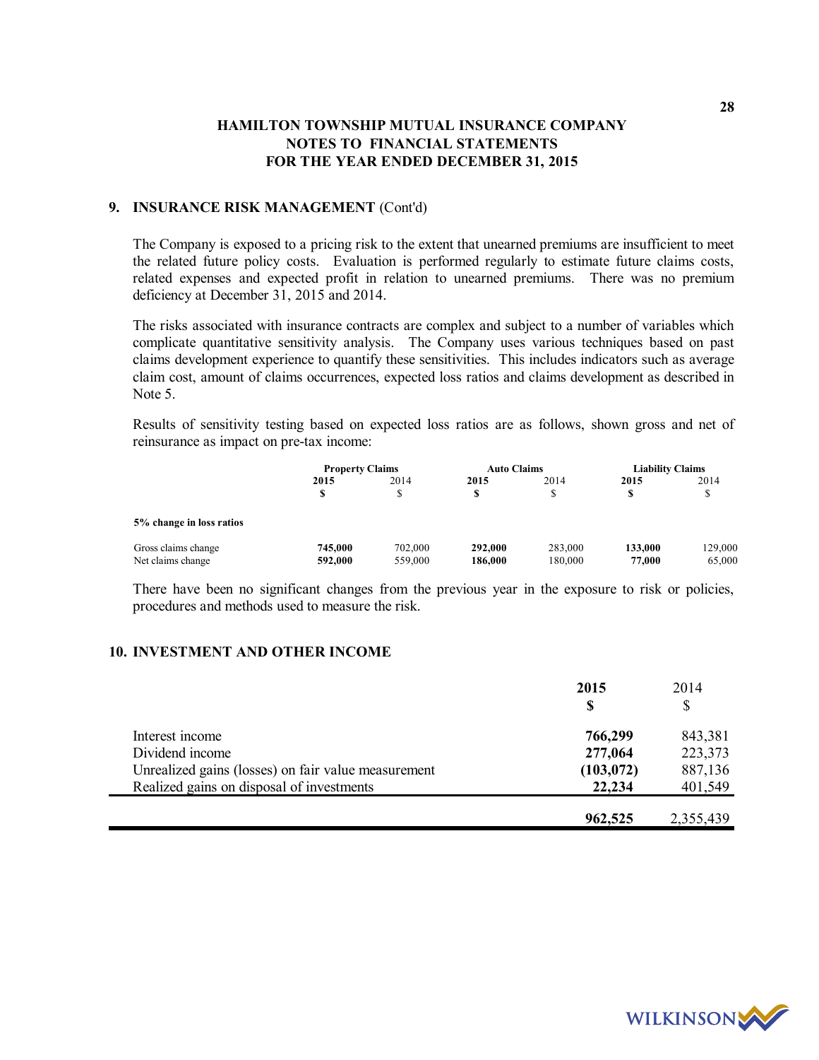**HAMILTON TOWNSHIP MUTUAL INSURANCE COMPANY**
**NOTES TO FINANCIAL STATEMENTS**
**FOR THE YEAR ENDED DECEMBER 31, 2015**

## 9. INSURANCE RISK MANAGEMENT (Cont'd)

The Company is exposed to a pricing risk to the extent that unearned premiums are insufficient to meet the related future policy costs. Evaluation is performed regularly to estimate future claims costs, related expenses and expected profit in relation to unearned premiums. There was no premium deficiency at December 31, 2015 and 2014.

The risks associated with insurance contracts are complex and subject to a number of variables which complicate quantitative sensitivity analysis. The Company uses various techniques based on past claims development experience to quantify these sensitivities. This includes indicators such as average claim cost, amount of claims occurrences, expected loss ratios and claims development as described in Note 5.

Results of sensitivity testing based on expected loss ratios are as follows, shown gross and net of reinsurance as impact on pre-tax income:

| | **Property Claims** | | **Auto Claims** | | **Liability Claims** | |
|---|---|---|---|---|---|---|
| | **2015** | 2014 | **2015** | 2014 | **2015** | 2014 |
| | **$** | $ | **$** | $ | **$** | $ |
| **5% change in loss ratios** | | | | | | |
| Gross claims change | **745,000** | 702,000 | **292,000** | 283,000 | **133,000** | 129,000 |
| Net claims change | **592,000** | 559,000 | **186,000** | 180,000 | **77,000** | 65,000 |

There have been no significant changes from the previous year in the exposure to risk or policies, procedures and methods used to measure the risk.

## 10. INVESTMENT AND OTHER INCOME

| | **2015** | 2014 |
|---|---|---|
| | **$** | $ |
| Interest income | **766,299** | 843,381 |
| Dividend income | **277,064** | 223,373 |
| Unrealized gains (losses) on fair value measurement | **(103,072)** | 887,136 |
| Realized gains on disposal of investments | **22,234** | 401,549 |
| | **962,525** | 2,355,439 |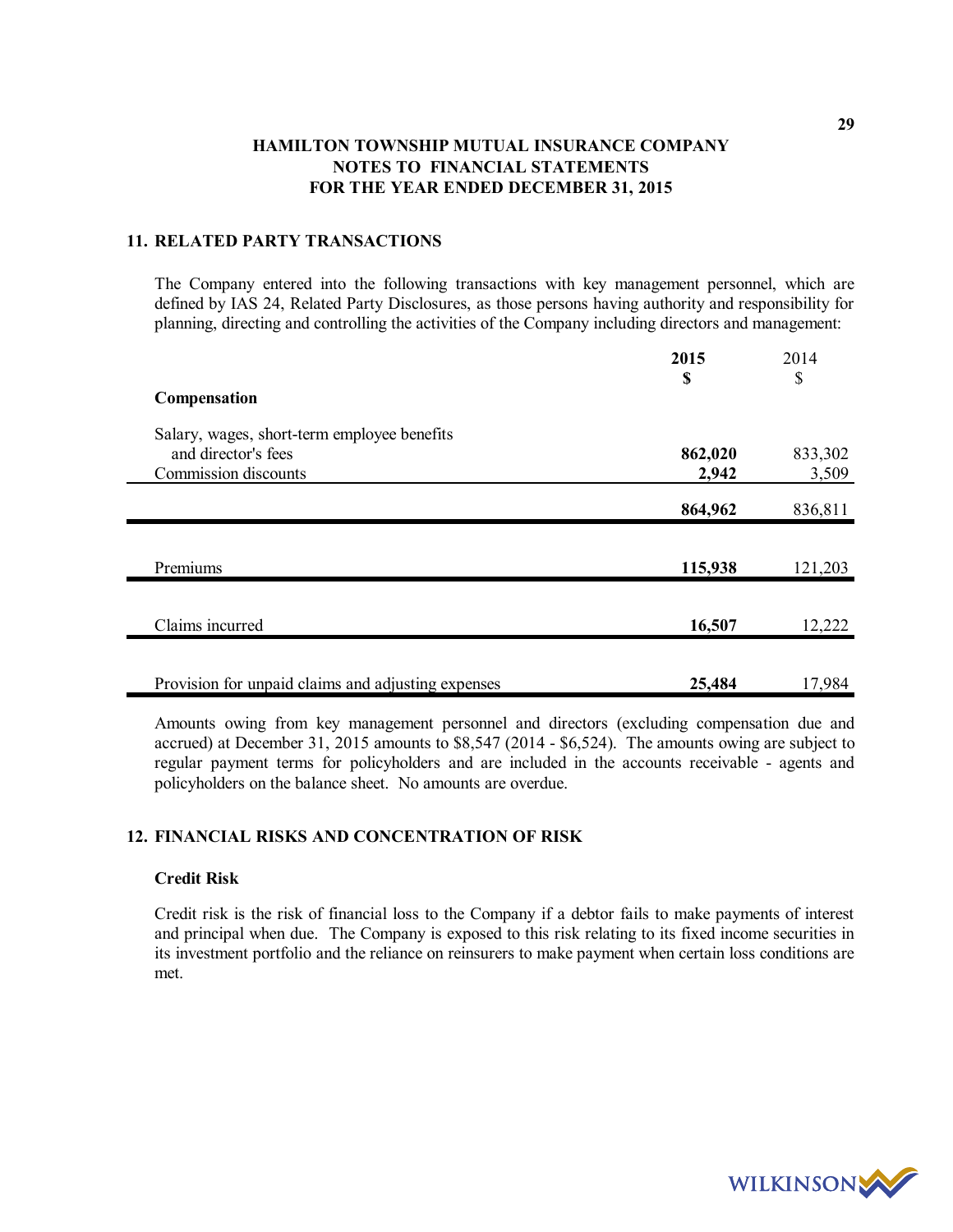# HAMILTON TOWNSHIP MUTUAL INSURANCE COMPANY
## NOTES TO FINANCIAL STATEMENTS
## FOR THE YEAR ENDED DECEMBER 31, 2015

### 11. RELATED PARTY TRANSACTIONS

The Company entered into the following transactions with key management personnel, which are defined by IAS 24, Related Party Disclosures, as those persons having authority and responsibility for planning, directing and controlling the activities of the Company including directors and management:

| | **2015** | 2014 |
|---|---|---|
| | **$** | $ |
| **Compensation** | | |
| Salary, wages, short-term employee benefits and director's fees | **862,020** | 833,302 |
| Commission discounts | **2,942** | 3,509 |
| | **864,962** | 836,811 |
| Premiums | **115,938** | 121,203 |
| Claims incurred | **16,507** | 12,222 |
| Provision for unpaid claims and adjusting expenses | **25,484** | 17,984 |

Amounts owing from key management personnel and directors (excluding compensation due and accrued) at December 31, 2015 amounts to $8,547 (2014 - $6,524). The amounts owing are subject to regular payment terms for policyholders and are included in the accounts receivable - agents and policyholders on the balance sheet. No amounts are overdue.

### 12. FINANCIAL RISKS AND CONCENTRATION OF RISK

**Credit Risk**

Credit risk is the risk of financial loss to the Company if a debtor fails to make payments of interest and principal when due. The Company is exposed to this risk relating to its fixed income securities in its investment portfolio and the reliance on reinsurers to make payment when certain loss conditions are met.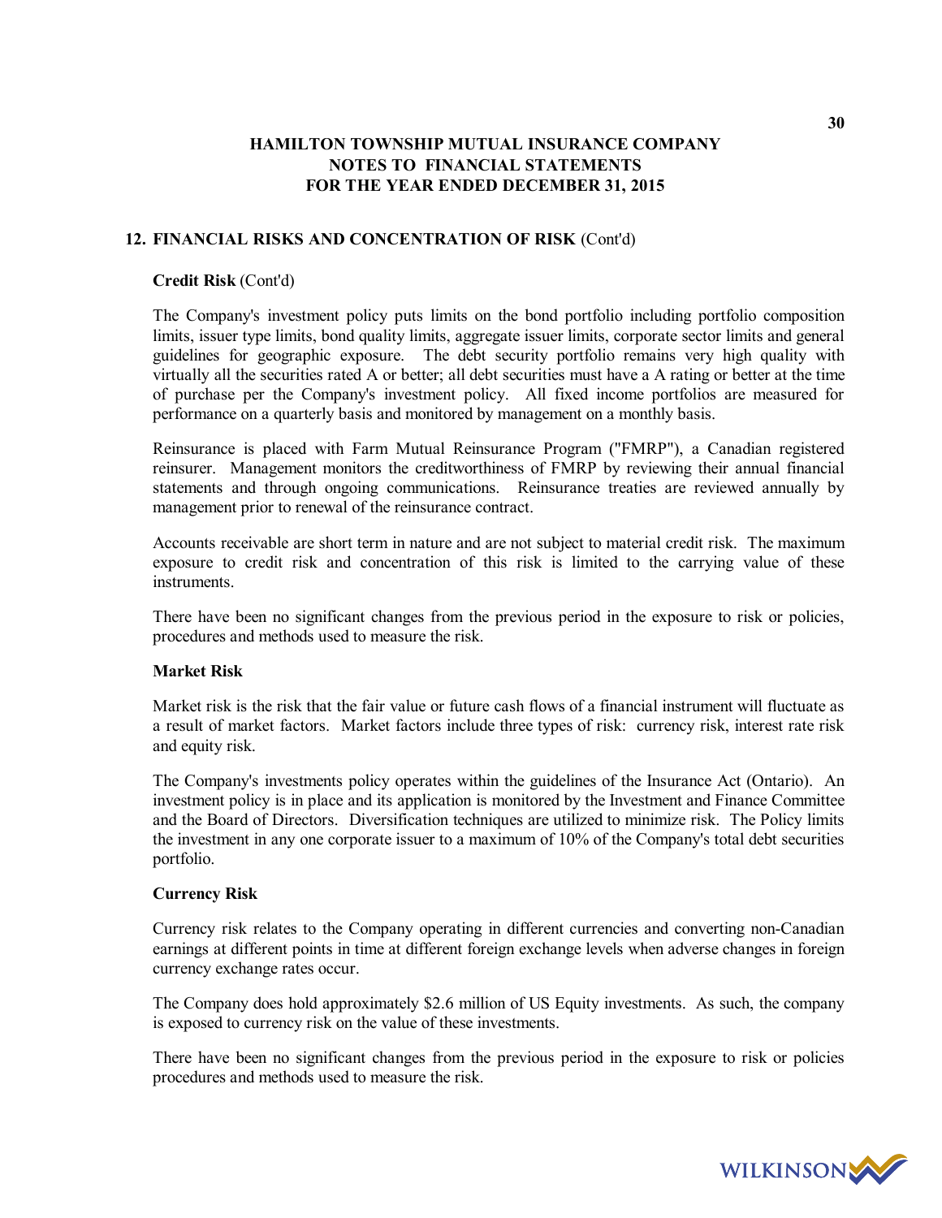## 12. FINANCIAL RISKS AND CONCENTRATION OF RISK (Cont'd)

### Credit Risk (Cont'd)

The Company's investment policy puts limits on the bond portfolio including portfolio composition limits, issuer type limits, bond quality limits, aggregate issuer limits, corporate sector limits and general guidelines for geographic exposure. The debt security portfolio remains very high quality with virtually all the securities rated A or better; all debt securities must have a A rating or better at the time of purchase per the Company's investment policy. All fixed income portfolios are measured for performance on a quarterly basis and monitored by management on a monthly basis.

Reinsurance is placed with Farm Mutual Reinsurance Program ("FMRP"), a Canadian registered reinsurer. Management monitors the creditworthiness of FMRP by reviewing their annual financial statements and through ongoing communications. Reinsurance treaties are reviewed annually by management prior to renewal of the reinsurance contract.

Accounts receivable are short term in nature and are not subject to material credit risk. The maximum exposure to credit risk and concentration of this risk is limited to the carrying value of these instruments.

There have been no significant changes from the previous period in the exposure to risk or policies, procedures and methods used to measure the risk.

### Market Risk

Market risk is the risk that the fair value or future cash flows of a financial instrument will fluctuate as a result of market factors. Market factors include three types of risk: currency risk, interest rate risk and equity risk.

The Company's investments policy operates within the guidelines of the Insurance Act (Ontario). An investment policy is in place and its application is monitored by the Investment and Finance Committee and the Board of Directors. Diversification techniques are utilized to minimize risk. The Policy limits the investment in any one corporate issuer to a maximum of 10% of the Company's total debt securities portfolio.

### Currency Risk

Currency risk relates to the Company operating in different currencies and converting non-Canadian earnings at different points in time at different foreign exchange levels when adverse changes in foreign currency exchange rates occur.

The Company does hold approximately $2.6 million of US Equity investments. As such, the company is exposed to currency risk on the value of these investments.

There have been no significant changes from the previous period in the exposure to risk or policies procedures and methods used to measure the risk.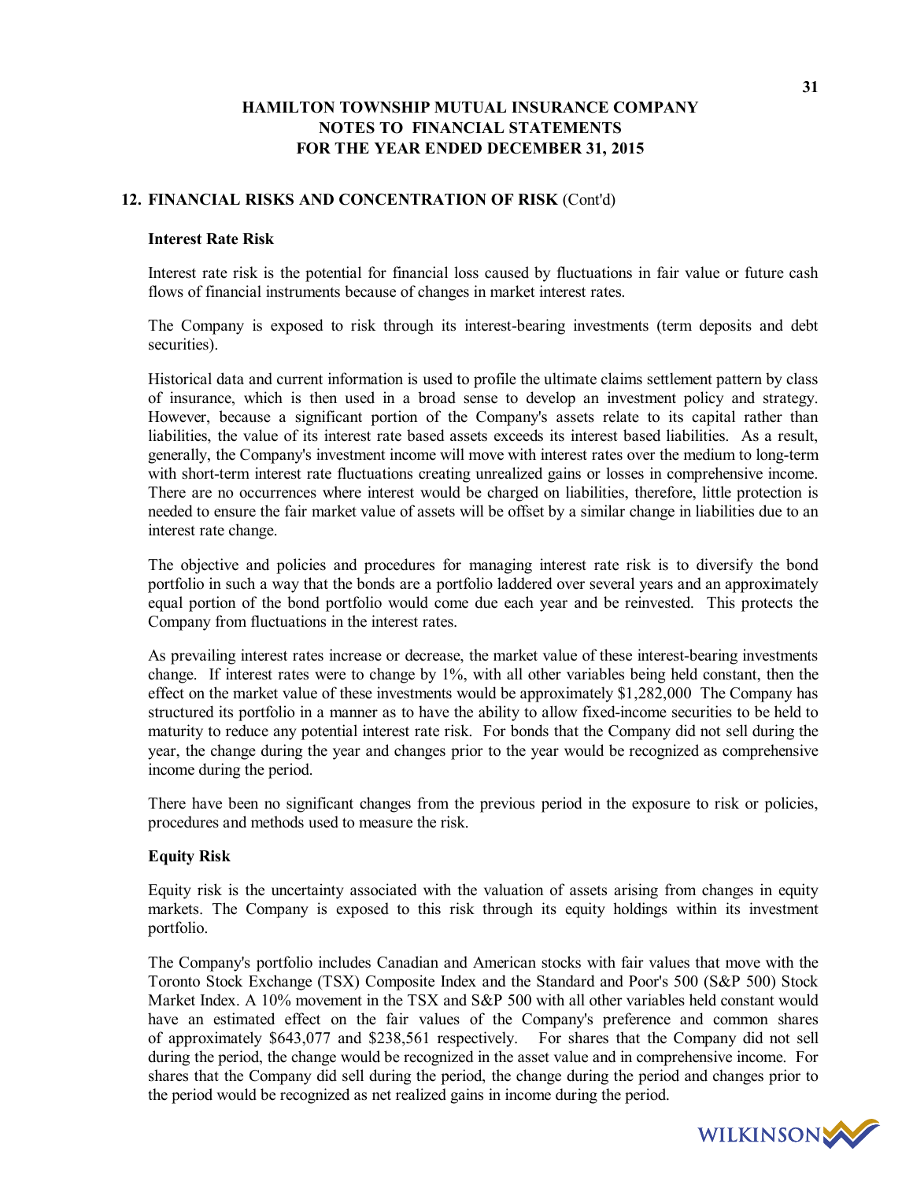# HAMILTON TOWNSHIP MUTUAL INSURANCE COMPANY
## NOTES TO FINANCIAL STATEMENTS
## FOR THE YEAR ENDED DECEMBER 31, 2015

### 12. FINANCIAL RISKS AND CONCENTRATION OF RISK (Cont'd)

**Interest Rate Risk**

Interest rate risk is the potential for financial loss caused by fluctuations in fair value or future cash flows of financial instruments because of changes in market interest rates.

The Company is exposed to risk through its interest-bearing investments (term deposits and debt securities).

Historical data and current information is used to profile the ultimate claims settlement pattern by class of insurance, which is then used in a broad sense to develop an investment policy and strategy. However, because a significant portion of the Company's assets relate to its capital rather than liabilities, the value of its interest rate based assets exceeds its interest based liabilities. As a result, generally, the Company's investment income will move with interest rates over the medium to long-term with short-term interest rate fluctuations creating unrealized gains or losses in comprehensive income. There are no occurrences where interest would be charged on liabilities, therefore, little protection is needed to ensure the fair market value of assets will be offset by a similar change in liabilities due to an interest rate change.

The objective and policies and procedures for managing interest rate risk is to diversify the bond portfolio in such a way that the bonds are a portfolio laddered over several years and an approximately equal portion of the bond portfolio would come due each year and be reinvested. This protects the Company from fluctuations in the interest rates.

As prevailing interest rates increase or decrease, the market value of these interest-bearing investments change. If interest rates were to change by 1%, with all other variables being held constant, then the effect on the market value of these investments would be approximately $1,282,000 The Company has structured its portfolio in a manner as to have the ability to allow fixed-income securities to be held to maturity to reduce any potential interest rate risk. For bonds that the Company did not sell during the year, the change during the year and changes prior to the year would be recognized as comprehensive income during the period.

There have been no significant changes from the previous period in the exposure to risk or policies, procedures and methods used to measure the risk.

**Equity Risk**

Equity risk is the uncertainty associated with the valuation of assets arising from changes in equity markets. The Company is exposed to this risk through its equity holdings within its investment portfolio.

The Company's portfolio includes Canadian and American stocks with fair values that move with the Toronto Stock Exchange (TSX) Composite Index and the Standard and Poor's 500 (S&P 500) Stock Market Index. A 10% movement in the TSX and S&P 500 with all other variables held constant would have an estimated effect on the fair values of the Company's preference and common shares of approximately $643,077 and $238,561 respectively. For shares that the Company did not sell during the period, the change would be recognized in the asset value and in comprehensive income. For shares that the Company did sell during the period, the change during the period and changes prior to the period would be recognized as net realized gains in income during the period.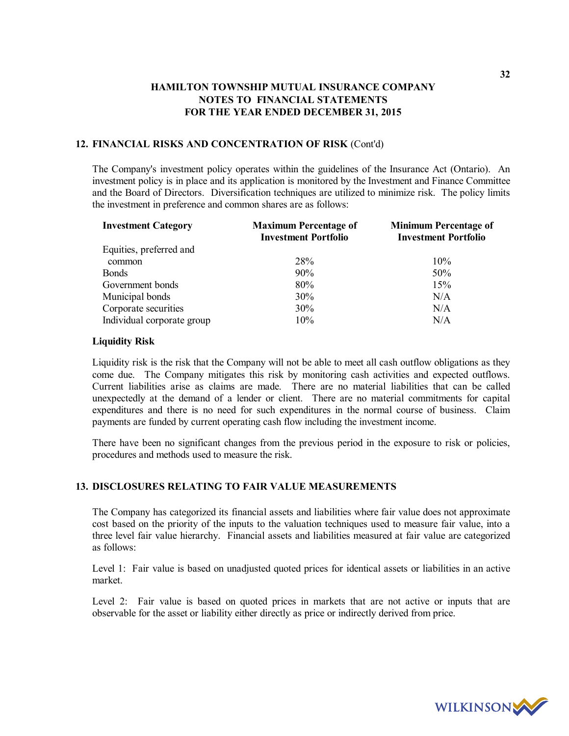# HAMILTON TOWNSHIP MUTUAL INSURANCE COMPANY
## NOTES TO FINANCIAL STATEMENTS
## FOR THE YEAR ENDED DECEMBER 31, 2015

### 12. FINANCIAL RISKS AND CONCENTRATION OF RISK (Cont'd)

The Company's investment policy operates within the guidelines of the Insurance Act (Ontario). An investment policy is in place and its application is monitored by the Investment and Finance Committee and the Board of Directors. Diversification techniques are utilized to minimize risk. The policy limits the investment in preference and common shares are as follows:

| Investment Category | Maximum Percentage of Investment Portfolio | Minimum Percentage of Investment Portfolio |
|---|---|---|
| Equities, preferred and common | 28% | 10% |
| Bonds | 90% | 50% |
| Government bonds | 80% | 15% |
| Municipal bonds | 30% | N/A |
| Corporate securities | 30% | N/A |
| Individual corporate group | 10% | N/A |

**Liquidity Risk**

Liquidity risk is the risk that the Company will not be able to meet all cash outflow obligations as they come due. The Company mitigates this risk by monitoring cash activities and expected outflows. Current liabilities arise as claims are made. There are no material liabilities that can be called unexpectedly at the demand of a lender or client. There are no material commitments for capital expenditures and there is no need for such expenditures in the normal course of business. Claim payments are funded by current operating cash flow including the investment income.

There have been no significant changes from the previous period in the exposure to risk or policies, procedures and methods used to measure the risk.

### 13. DISCLOSURES RELATING TO FAIR VALUE MEASUREMENTS

The Company has categorized its financial assets and liabilities where fair value does not approximate cost based on the priority of the inputs to the valuation techniques used to measure fair value, into a three level fair value hierarchy. Financial assets and liabilities measured at fair value are categorized as follows:

Level 1: Fair value is based on unadjusted quoted prices for identical assets or liabilities in an active market.

Level 2: Fair value is based on quoted prices in markets that are not active or inputs that are observable for the asset or liability either directly as price or indirectly derived from price.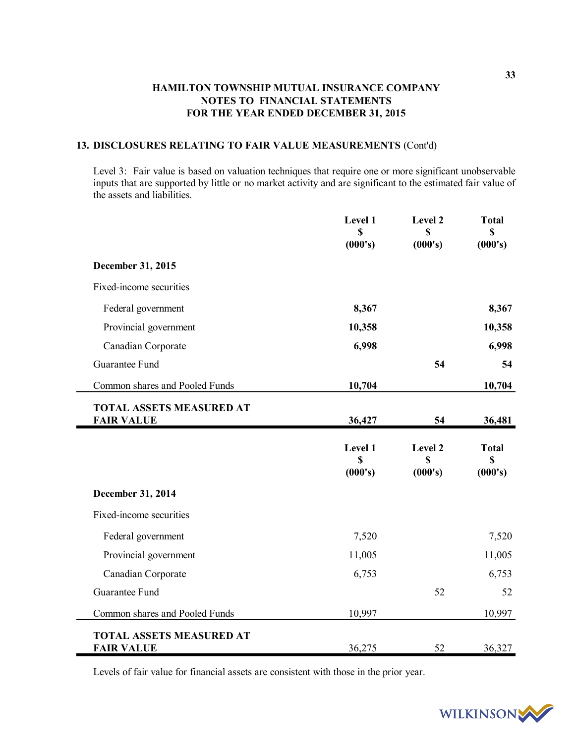## 13. DISCLOSURES RELATING TO FAIR VALUE MEASUREMENTS (Cont'd)

Level 3: Fair value is based on valuation techniques that require one or more significant unobservable inputs that are supported by little or no market activity and are significant to the estimated fair value of the assets and liabilities.

| | Level 1 $ (000's) | Level 2 $ (000's) | Total $ (000's) |
|---|---|---|---|
| **December 31, 2015** | | | |
| Fixed-income securities | | | |
| Federal government | **8,367** | | **8,367** |
| Provincial government | **10,358** | | **10,358** |
| Canadian Corporate | **6,998** | | **6,998** |
| Guarantee Fund | | **54** | **54** |
| Common shares and Pooled Funds | **10,704** | | **10,704** |
| **TOTAL ASSETS MEASURED AT FAIR VALUE** | **36,427** | **54** | **36,481** |

| | Level 1 $ (000's) | Level 2 $ (000's) | Total $ (000's) |
|---|---|---|---|
| **December 31, 2014** | | | |
| Fixed-income securities | | | |
| Federal government | 7,520 | | 7,520 |
| Provincial government | 11,005 | | 11,005 |
| Canadian Corporate | 6,753 | | 6,753 |
| Guarantee Fund | | 52 | 52 |
| Common shares and Pooled Funds | 10,997 | | 10,997 |
| **TOTAL ASSETS MEASURED AT FAIR VALUE** | 36,275 | 52 | 36,327 |

Levels of fair value for financial assets are consistent with those in the prior year.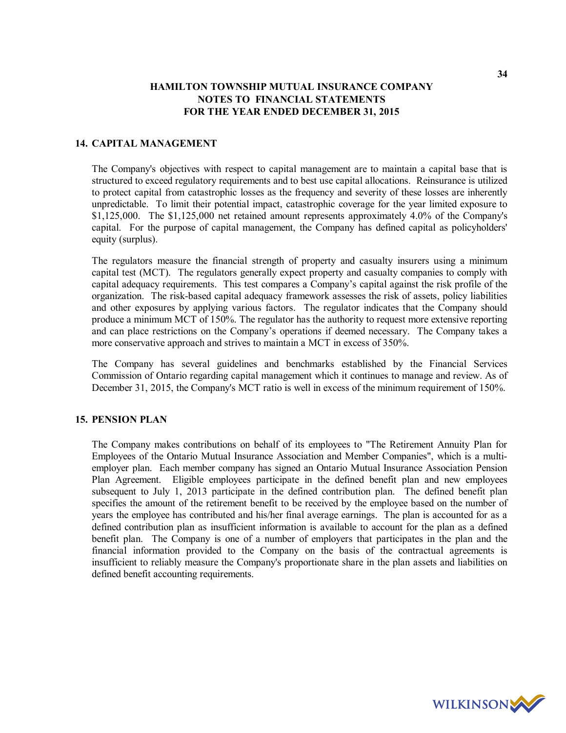# HAMILTON TOWNSHIP MUTUAL INSURANCE COMPANY
## NOTES TO FINANCIAL STATEMENTS
## FOR THE YEAR ENDED DECEMBER 31, 2015

### 14. CAPITAL MANAGEMENT

The Company's objectives with respect to capital management are to maintain a capital base that is structured to exceed regulatory requirements and to best use capital allocations. Reinsurance is utilized to protect capital from catastrophic losses as the frequency and severity of these losses are inherently unpredictable. To limit their potential impact, catastrophic coverage for the year limited exposure to \$1,125,000. The \$1,125,000 net retained amount represents approximately 4.0% of the Company's capital. For the purpose of capital management, the Company has defined capital as policyholders' equity (surplus).

The regulators measure the financial strength of property and casualty insurers using a minimum capital test (MCT). The regulators generally expect property and casualty companies to comply with capital adequacy requirements. This test compares a Company's capital against the risk profile of the organization. The risk-based capital adequacy framework assesses the risk of assets, policy liabilities and other exposures by applying various factors. The regulator indicates that the Company should produce a minimum MCT of 150%. The regulator has the authority to request more extensive reporting and can place restrictions on the Company's operations if deemed necessary. The Company takes a more conservative approach and strives to maintain a MCT in excess of 350%.

The Company has several guidelines and benchmarks established by the Financial Services Commission of Ontario regarding capital management which it continues to manage and review. As of December 31, 2015, the Company's MCT ratio is well in excess of the minimum requirement of 150%.

### 15. PENSION PLAN

The Company makes contributions on behalf of its employees to "The Retirement Annuity Plan for Employees of the Ontario Mutual Insurance Association and Member Companies", which is a multi-employer plan. Each member company has signed an Ontario Mutual Insurance Association Pension Plan Agreement. Eligible employees participate in the defined benefit plan and new employees subsequent to July 1, 2013 participate in the defined contribution plan. The defined benefit plan specifies the amount of the retirement benefit to be received by the employee based on the number of years the employee has contributed and his/her final average earnings. The plan is accounted for as a defined contribution plan as insufficient information is available to account for the plan as a defined benefit plan. The Company is one of a number of employers that participates in the plan and the financial information provided to the Company on the basis of the contractual agreements is insufficient to reliably measure the Company's proportionate share in the plan assets and liabilities on defined benefit accounting requirements.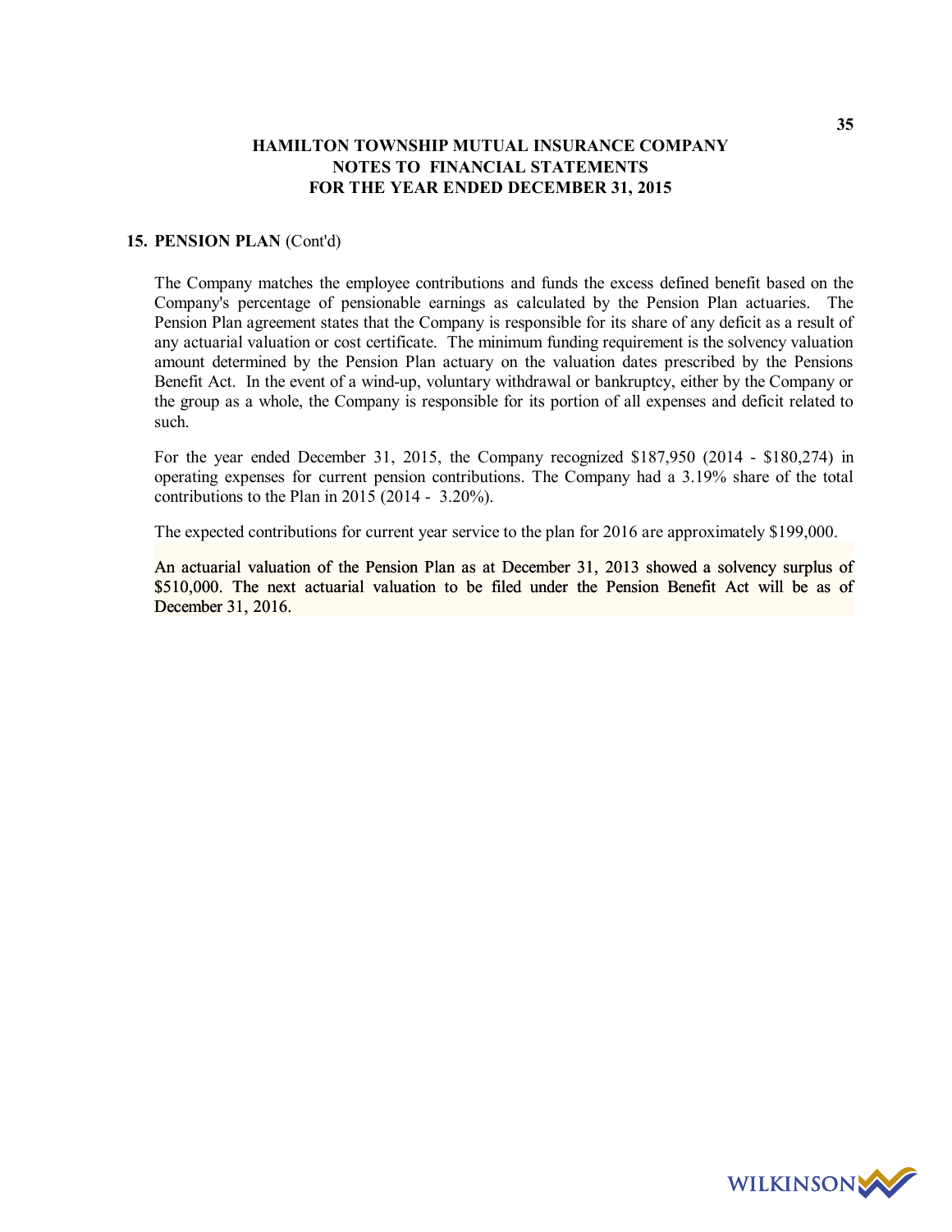# HAMILTON TOWNSHIP MUTUAL INSURANCE COMPANY
## NOTES TO FINANCIAL STATEMENTS
## FOR THE YEAR ENDED DECEMBER 31, 2015

**15. PENSION PLAN** (Cont'd)

The Company matches the employee contributions and funds the excess defined benefit based on the Company's percentage of pensionable earnings as calculated by the Pension Plan actuaries. The Pension Plan agreement states that the Company is responsible for its share of any deficit as a result of any actuarial valuation or cost certificate. The minimum funding requirement is the solvency valuation amount determined by the Pension Plan actuary on the valuation dates prescribed by the Pensions Benefit Act. In the event of a wind-up, voluntary withdrawal or bankruptcy, either by the Company or the group as a whole, the Company is responsible for its portion of all expenses and deficit related to such.

For the year ended December 31, 2015, the Company recognized $187,950 (2014 - $180,274) in operating expenses for current pension contributions. The Company had a 3.19% share of the total contributions to the Plan in 2015 (2014 - 3.20%).

The expected contributions for current year service to the plan for 2016 are approximately $199,000.

An actuarial valuation of the Pension Plan as at December 31, 2013 showed a solvency surplus of $510,000. The next actuarial valuation to be filed under the Pension Benefit Act will be as of December 31, 2016.